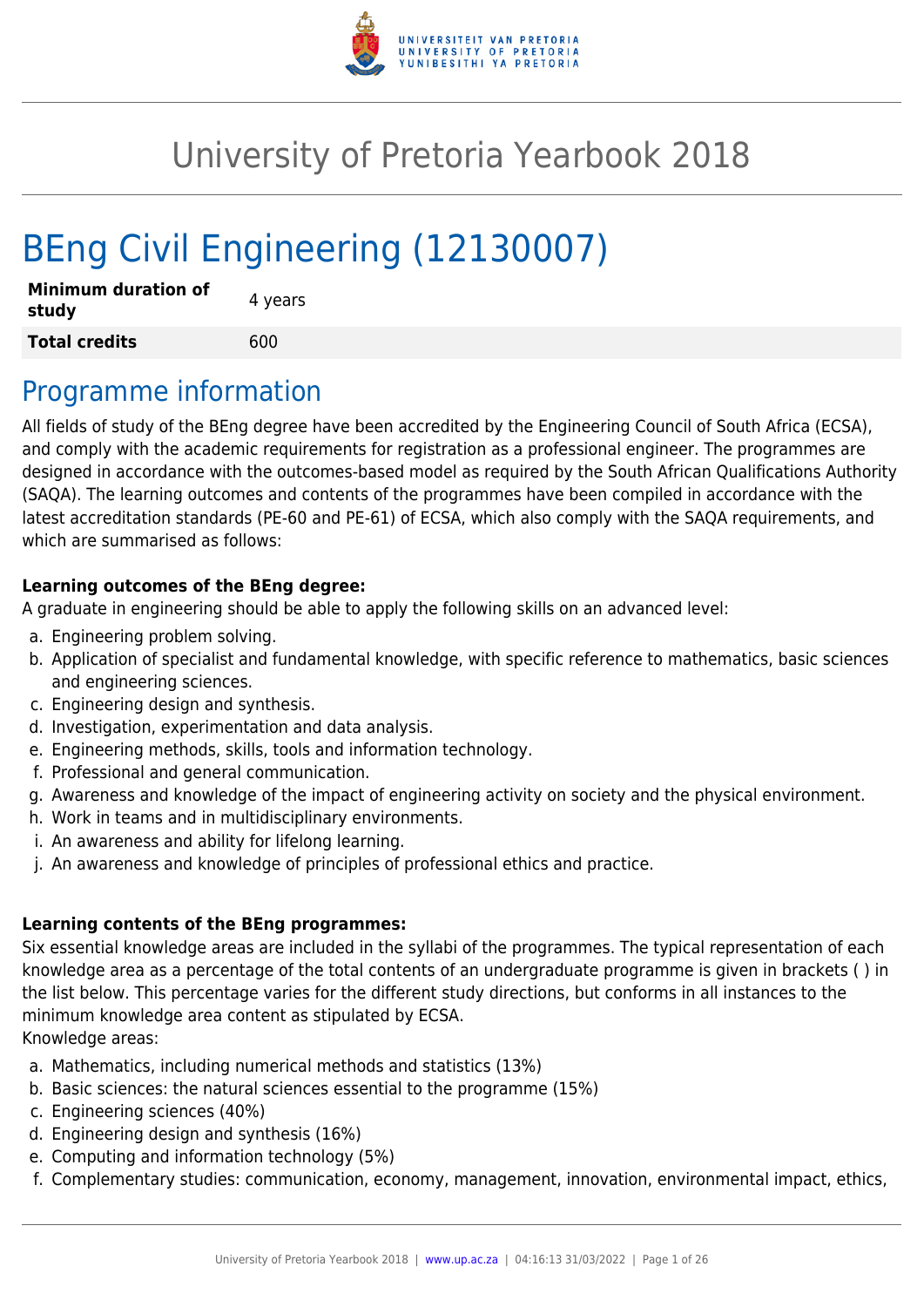# University of Pretoria Yearbook 2018

# BEng Civil Engineering (12130007)

| **Minimum duration of study** | 4 years |
|---|---|
| **Total credits** | 600 |

## Programme information

All fields of study of the BEng degree have been accredited by the Engineering Council of South Africa (ECSA), and comply with the academic requirements for registration as a professional engineer. The programmes are designed in accordance with the outcomes-based model as required by the South African Qualifications Authority (SAQA). The learning outcomes and contents of the programmes have been compiled in accordance with the latest accreditation standards (PE-60 and PE-61) of ECSA, which also comply with the SAQA requirements, and which are summarised as follows:

**Learning outcomes of the BEng degree:**
A graduate in engineering should be able to apply the following skills on an advanced level:

a. Engineering problem solving.
b. Application of specialist and fundamental knowledge, with specific reference to mathematics, basic sciences and engineering sciences.
c. Engineering design and synthesis.
d. Investigation, experimentation and data analysis.
e. Engineering methods, skills, tools and information technology.
f. Professional and general communication.
g. Awareness and knowledge of the impact of engineering activity on society and the physical environment.
h. Work in teams and in multidisciplinary environments.
i. An awareness and ability for lifelong learning.
j. An awareness and knowledge of principles of professional ethics and practice.

**Learning contents of the BEng programmes:**
Six essential knowledge areas are included in the syllabi of the programmes. The typical representation of each knowledge area as a percentage of the total contents of an undergraduate programme is given in brackets ( ) in the list below. This percentage varies for the different study directions, but conforms in all instances to the minimum knowledge area content as stipulated by ECSA.
Knowledge areas:

a. Mathematics, including numerical methods and statistics (13%)
b. Basic sciences: the natural sciences essential to the programme (15%)
c. Engineering sciences (40%)
d. Engineering design and synthesis (16%)
e. Computing and information technology (5%)
f. Complementary studies: communication, economy, management, innovation, environmental impact, ethics,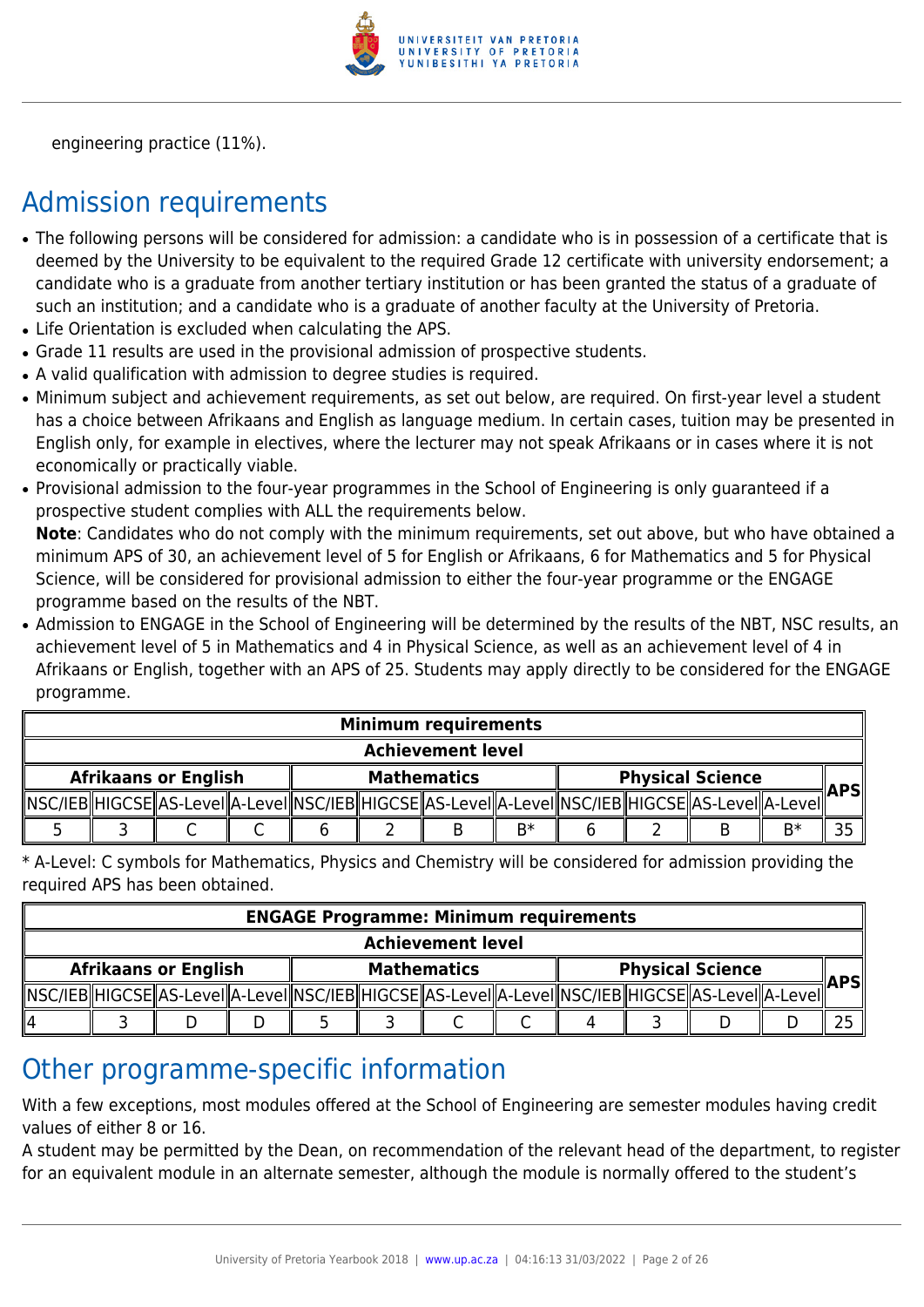engineering practice (11%).

## Admission requirements

- The following persons will be considered for admission: a candidate who is in possession of a certificate that is deemed by the University to be equivalent to the required Grade 12 certificate with university endorsement; a candidate who is a graduate from another tertiary institution or has been granted the status of a graduate of such an institution; and a candidate who is a graduate of another faculty at the University of Pretoria.
- Life Orientation is excluded when calculating the APS.
- Grade 11 results are used in the provisional admission of prospective students.
- A valid qualification with admission to degree studies is required.
- Minimum subject and achievement requirements, as set out below, are required. On first-year level a student has a choice between Afrikaans and English as language medium. In certain cases, tuition may be presented in English only, for example in electives, where the lecturer may not speak Afrikaans or in cases where it is not economically or practically viable.
- Provisional admission to the four-year programmes in the School of Engineering is only guaranteed if a prospective student complies with ALL the requirements below.
  **Note**: Candidates who do not comply with the minimum requirements, set out above, but who have obtained a minimum APS of 30, an achievement level of 5 for English or Afrikaans, 6 for Mathematics and 5 for Physical Science, will be considered for provisional admission to either the four-year programme or the ENGAGE programme based on the results of the NBT.
- Admission to ENGAGE in the School of Engineering will be determined by the results of the NBT, NSC results, an achievement level of 5 in Mathematics and 4 in Physical Science, as well as an achievement level of 4 in Afrikaans or English, together with an APS of 25. Students may apply directly to be considered for the ENGAGE programme.

| Minimum requirements | | | | | | | | | | | | |
|---|---|---|---|---|---|---|---|---|---|---|---|---|
| Achievement level | | | | | | | | | | | | |
| Afrikaans or English | | | | Mathematics | | | | Physical Science | | | | APS |
| NSC/IEB | HIGCSE | AS-Level | A-Level | NSC/IEB | HIGCSE | AS-Level | A-Level | NSC/IEB | HIGCSE | AS-Level | A-Level | |
| 5 | 3 | C | C | 6 | 2 | B | B* | 6 | 2 | B | B* | 35 |

\* A-Level: C symbols for Mathematics, Physics and Chemistry will be considered for admission providing the required APS has been obtained.

| ENGAGE Programme: Minimum requirements | | | | | | | | | | | | |
|---|---|---|---|---|---|---|---|---|---|---|---|---|
| Achievement level | | | | | | | | | | | | |
| Afrikaans or English | | | | Mathematics | | | | Physical Science | | | | APS |
| NSC/IEB | HIGCSE | AS-Level | A-Level | NSC/IEB | HIGCSE | AS-Level | A-Level | NSC/IEB | HIGCSE | AS-Level | A-Level | |
| 4 | 3 | D | D | 5 | 3 | C | C | 4 | 3 | D | D | 25 |

## Other programme-specific information

With a few exceptions, most modules offered at the School of Engineering are semester modules having credit values of either 8 or 16.

A student may be permitted by the Dean, on recommendation of the relevant head of the department, to register for an equivalent module in an alternate semester, although the module is normally offered to the student's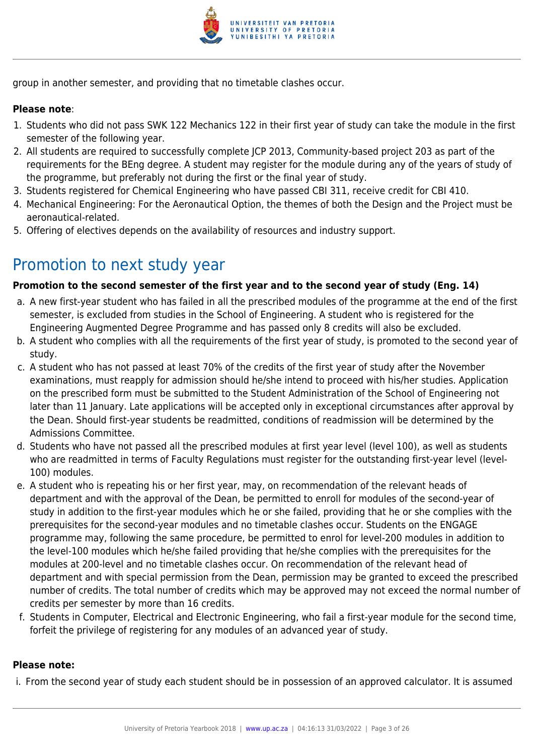group in another semester, and providing that no timetable clashes occur.

**Please note**:

1. Students who did not pass SWK 122 Mechanics 122 in their first year of study can take the module in the first semester of the following year.
2. All students are required to successfully complete JCP 2013, Community-based project 203 as part of the requirements for the BEng degree. A student may register for the module during any of the years of study of the programme, but preferably not during the first or the final year of study.
3. Students registered for Chemical Engineering who have passed CBI 311, receive credit for CBI 410.
4. Mechanical Engineering: For the Aeronautical Option, the themes of both the Design and the Project must be aeronautical-related.
5. Offering of electives depends on the availability of resources and industry support.

# Promotion to next study year

**Promotion to the second semester of the first year and to the second year of study (Eng. 14)**

a. A new first-year student who has failed in all the prescribed modules of the programme at the end of the first semester, is excluded from studies in the School of Engineering. A student who is registered for the Engineering Augmented Degree Programme and has passed only 8 credits will also be excluded.
b. A student who complies with all the requirements of the first year of study, is promoted to the second year of study.
c. A student who has not passed at least 70% of the credits of the first year of study after the November examinations, must reapply for admission should he/she intend to proceed with his/her studies. Application on the prescribed form must be submitted to the Student Administration of the School of Engineering not later than 11 January. Late applications will be accepted only in exceptional circumstances after approval by the Dean. Should first-year students be readmitted, conditions of readmission will be determined by the Admissions Committee.
d. Students who have not passed all the prescribed modules at first year level (level 100), as well as students who are readmitted in terms of Faculty Regulations must register for the outstanding first-year level (level-100) modules.
e. A student who is repeating his or her first year, may, on recommendation of the relevant heads of department and with the approval of the Dean, be permitted to enroll for modules of the second-year of study in addition to the first-year modules which he or she failed, providing that he or she complies with the prerequisites for the second-year modules and no timetable clashes occur. Students on the ENGAGE programme may, following the same procedure, be permitted to enrol for level-200 modules in addition to the level-100 modules which he/she failed providing that he/she complies with the prerequisites for the modules at 200-level and no timetable clashes occur. On recommendation of the relevant head of department and with special permission from the Dean, permission may be granted to exceed the prescribed number of credits. The total number of credits which may be approved may not exceed the normal number of credits per semester by more than 16 credits.
f. Students in Computer, Electrical and Electronic Engineering, who fail a first-year module for the second time, forfeit the privilege of registering for any modules of an advanced year of study.

**Please note:**

i. From the second year of study each student should be in possession of an approved calculator. It is assumed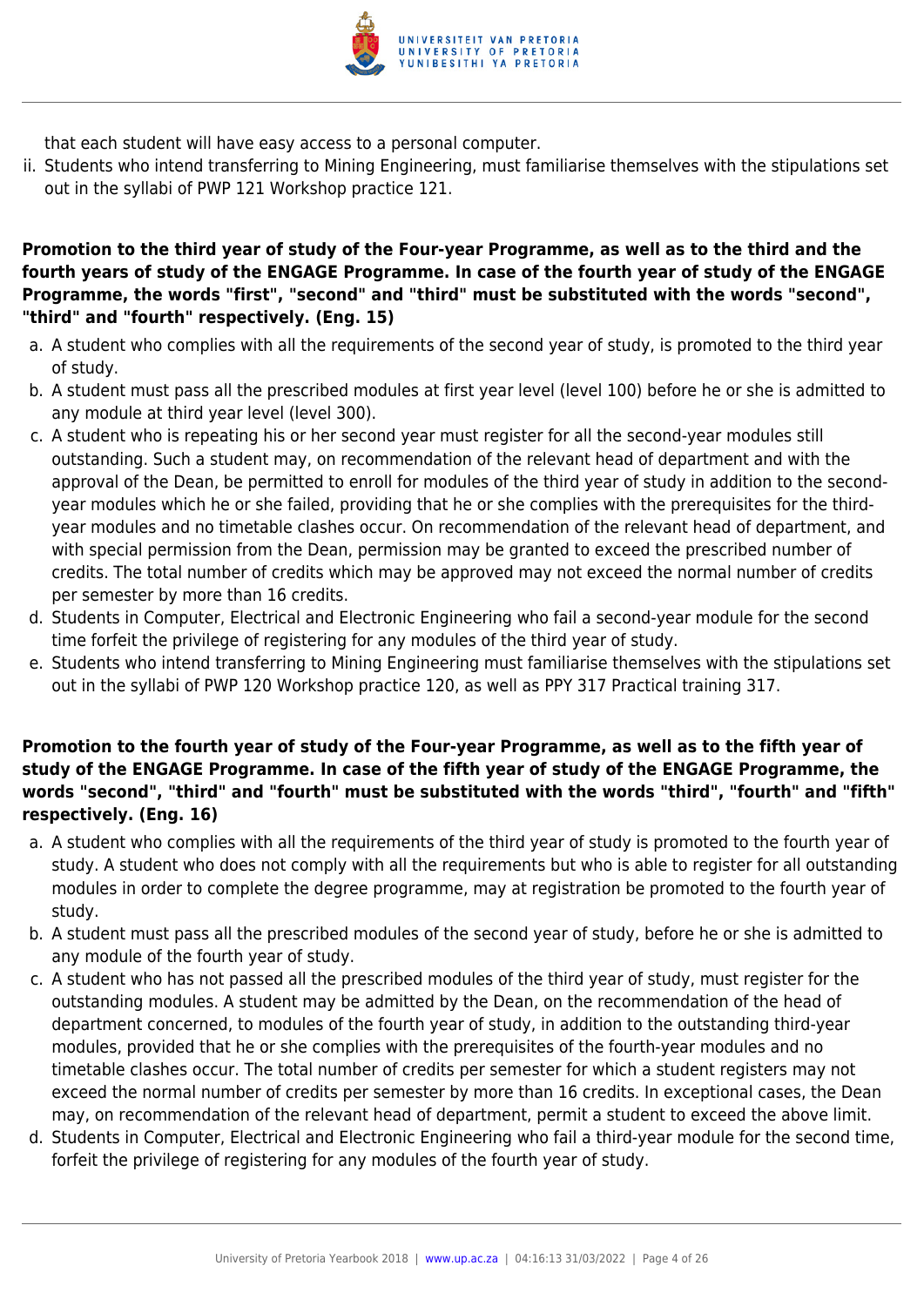that each student will have easy access to a personal computer.

ii. Students who intend transferring to Mining Engineering, must familiarise themselves with the stipulations set out in the syllabi of PWP 121 Workshop practice 121.

**Promotion to the third year of study of the Four-year Programme, as well as to the third and the fourth years of study of the ENGAGE Programme. In case of the fourth year of study of the ENGAGE Programme, the words "first", "second" and "third" must be substituted with the words "second", "third" and "fourth" respectively. (Eng. 15)**

a. A student who complies with all the requirements of the second year of study, is promoted to the third year of study.
b. A student must pass all the prescribed modules at first year level (level 100) before he or she is admitted to any module at third year level (level 300).
c. A student who is repeating his or her second year must register for all the second-year modules still outstanding. Such a student may, on recommendation of the relevant head of department and with the approval of the Dean, be permitted to enroll for modules of the third year of study in addition to the second-year modules which he or she failed, providing that he or she complies with the prerequisites for the third-year modules and no timetable clashes occur. On recommendation of the relevant head of department, and with special permission from the Dean, permission may be granted to exceed the prescribed number of credits. The total number of credits which may be approved may not exceed the normal number of credits per semester by more than 16 credits.
d. Students in Computer, Electrical and Electronic Engineering who fail a second-year module for the second time forfeit the privilege of registering for any modules of the third year of study.
e. Students who intend transferring to Mining Engineering must familiarise themselves with the stipulations set out in the syllabi of PWP 120 Workshop practice 120, as well as PPY 317 Practical training 317.

**Promotion to the fourth year of study of the Four-year Programme, as well as to the fifth year of study of the ENGAGE Programme. In case of the fifth year of study of the ENGAGE Programme, the words "second", "third" and "fourth" must be substituted with the words "third", "fourth" and "fifth" respectively. (Eng. 16)**

a. A student who complies with all the requirements of the third year of study is promoted to the fourth year of study. A student who does not comply with all the requirements but who is able to register for all outstanding modules in order to complete the degree programme, may at registration be promoted to the fourth year of study.
b. A student must pass all the prescribed modules of the second year of study, before he or she is admitted to any module of the fourth year of study.
c. A student who has not passed all the prescribed modules of the third year of study, must register for the outstanding modules. A student may be admitted by the Dean, on the recommendation of the head of department concerned, to modules of the fourth year of study, in addition to the outstanding third-year modules, provided that he or she complies with the prerequisites of the fourth-year modules and no timetable clashes occur. The total number of credits per semester for which a student registers may not exceed the normal number of credits per semester by more than 16 credits. In exceptional cases, the Dean may, on recommendation of the relevant head of department, permit a student to exceed the above limit.
d. Students in Computer, Electrical and Electronic Engineering who fail a third-year module for the second time, forfeit the privilege of registering for any modules of the fourth year of study.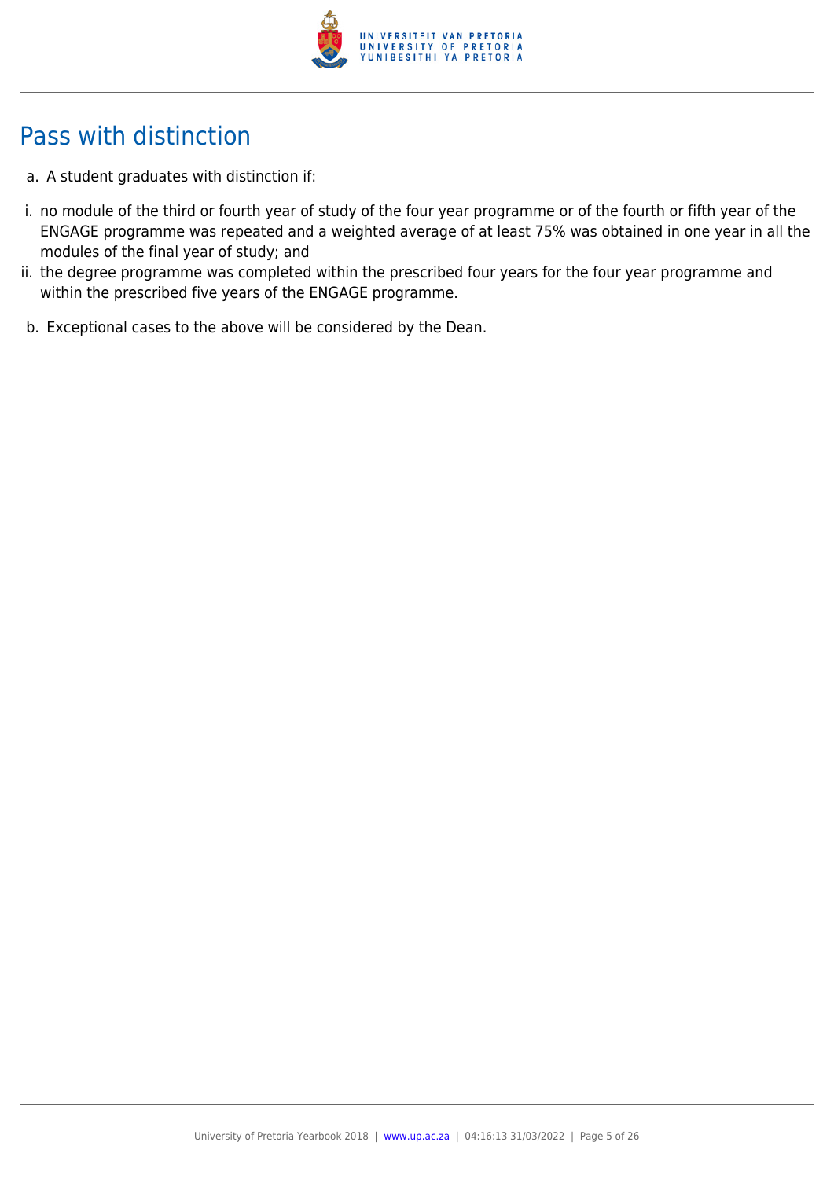## Pass with distinction

a. A student graduates with distinction if:

i. no module of the third or fourth year of study of the four year programme or of the fourth or fifth year of the ENGAGE programme was repeated and a weighted average of at least 75% was obtained in one year in all the modules of the final year of study; and

ii. the degree programme was completed within the prescribed four years for the four year programme and within the prescribed five years of the ENGAGE programme.

b. Exceptional cases to the above will be considered by the Dean.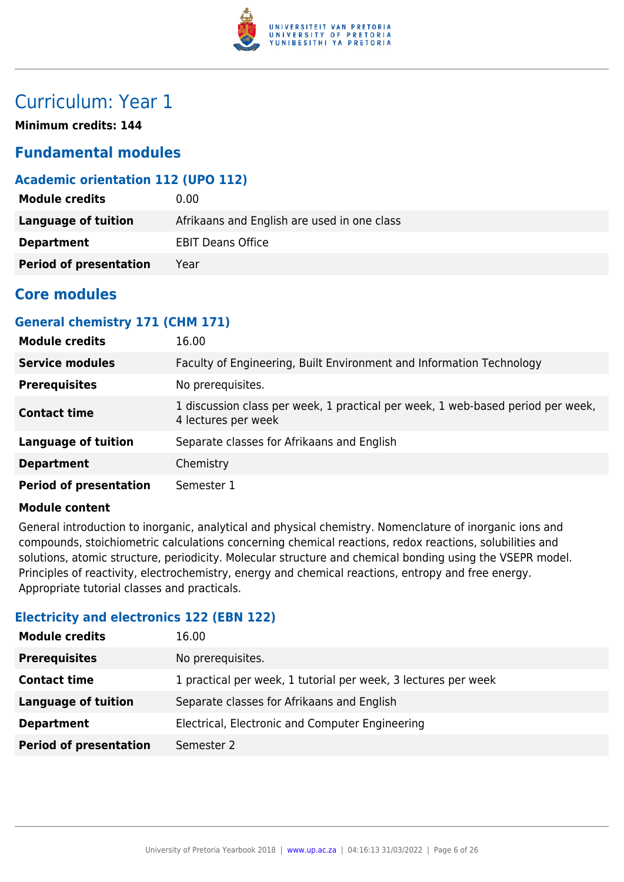# Curriculum: Year 1

**Minimum credits: 144**

## Fundamental modules

### Academic orientation 112 (UPO 112)

| | |
|---|---|
| **Module credits** | 0.00 |
| **Language of tuition** | Afrikaans and English are used in one class |
| **Department** | EBIT Deans Office |
| **Period of presentation** | Year |

## Core modules

### General chemistry 171 (CHM 171)

| | |
|---|---|
| **Module credits** | 16.00 |
| **Service modules** | Faculty of Engineering, Built Environment and Information Technology |
| **Prerequisites** | No prerequisites. |
| **Contact time** | 1 discussion class per week, 1 practical per week, 1 web-based period per week, 4 lectures per week |
| **Language of tuition** | Separate classes for Afrikaans and English |
| **Department** | Chemistry |
| **Period of presentation** | Semester 1 |

**Module content**

General introduction to inorganic, analytical and physical chemistry. Nomenclature of inorganic ions and compounds, stoichiometric calculations concerning chemical reactions, redox reactions, solubilities and solutions, atomic structure, periodicity. Molecular structure and chemical bonding using the VSEPR model. Principles of reactivity, electrochemistry, energy and chemical reactions, entropy and free energy. Appropriate tutorial classes and practicals.

### Electricity and electronics 122 (EBN 122)

| | |
|---|---|
| **Module credits** | 16.00 |
| **Prerequisites** | No prerequisites. |
| **Contact time** | 1 practical per week, 1 tutorial per week, 3 lectures per week |
| **Language of tuition** | Separate classes for Afrikaans and English |
| **Department** | Electrical, Electronic and Computer Engineering |
| **Period of presentation** | Semester 2 |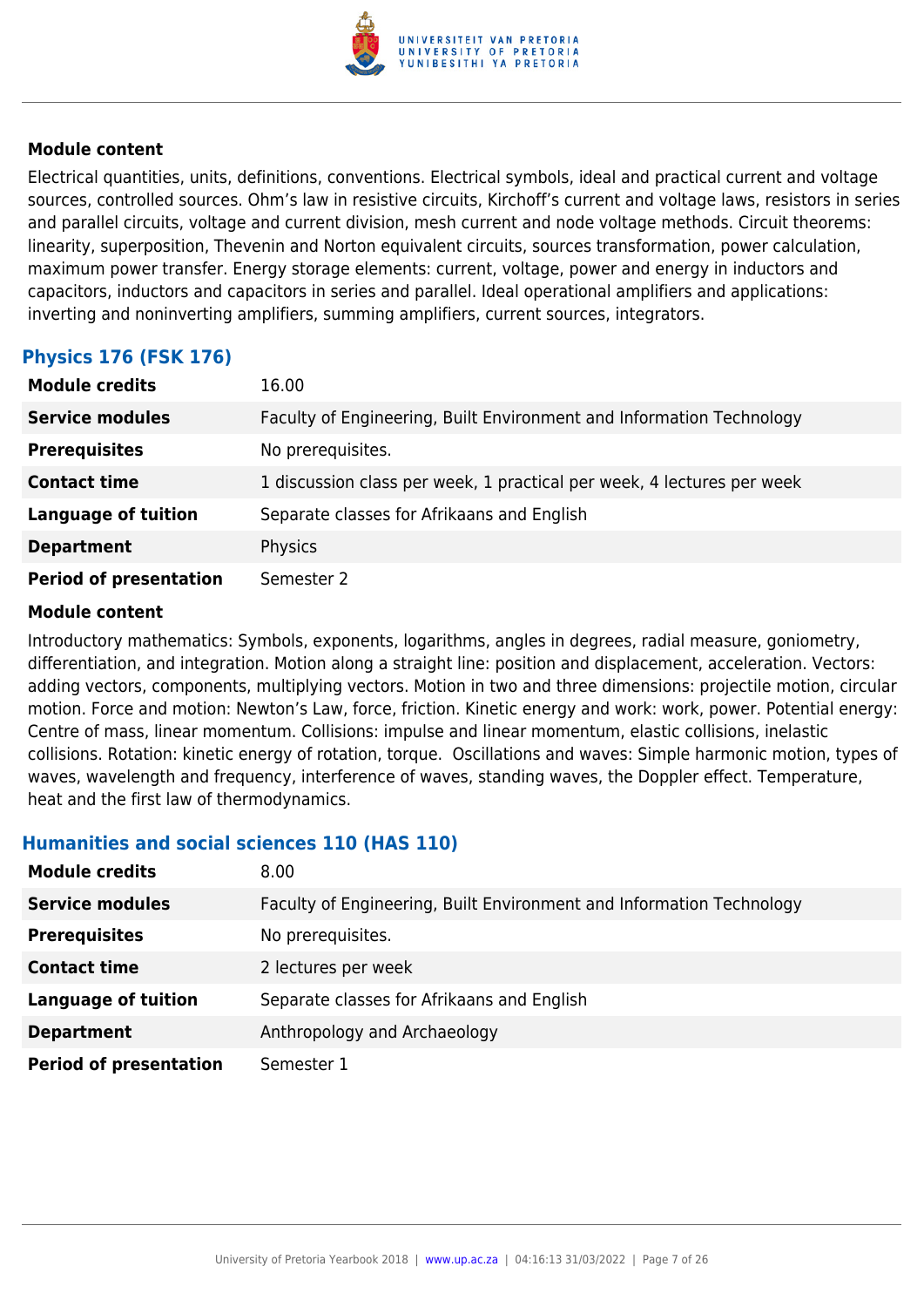#### Module content

Electrical quantities, units, definitions, conventions. Electrical symbols, ideal and practical current and voltage sources, controlled sources. Ohm's law in resistive circuits, Kirchoff's current and voltage laws, resistors in series and parallel circuits, voltage and current division, mesh current and node voltage methods. Circuit theorems: linearity, superposition, Thevenin and Norton equivalent circuits, sources transformation, power calculation, maximum power transfer. Energy storage elements: current, voltage, power and energy in inductors and capacitors, inductors and capacitors in series and parallel. Ideal operational amplifiers and applications: inverting and noninverting amplifiers, summing amplifiers, current sources, integrators.

### Physics 176 (FSK 176)

| | |
|---|---|
| **Module credits** | 16.00 |
| **Service modules** | Faculty of Engineering, Built Environment and Information Technology |
| **Prerequisites** | No prerequisites. |
| **Contact time** | 1 discussion class per week, 1 practical per week, 4 lectures per week |
| **Language of tuition** | Separate classes for Afrikaans and English |
| **Department** | Physics |
| **Period of presentation** | Semester 2 |

#### Module content

Introductory mathematics: Symbols, exponents, logarithms, angles in degrees, radial measure, goniometry, differentiation, and integration. Motion along a straight line: position and displacement, acceleration. Vectors: adding vectors, components, multiplying vectors. Motion in two and three dimensions: projectile motion, circular motion. Force and motion: Newton's Law, force, friction. Kinetic energy and work: work, power. Potential energy: Centre of mass, linear momentum. Collisions: impulse and linear momentum, elastic collisions, inelastic collisions. Rotation: kinetic energy of rotation, torque. Oscillations and waves: Simple harmonic motion, types of waves, wavelength and frequency, interference of waves, standing waves, the Doppler effect. Temperature, heat and the first law of thermodynamics.

### Humanities and social sciences 110 (HAS 110)

| | |
|---|---|
| **Module credits** | 8.00 |
| **Service modules** | Faculty of Engineering, Built Environment and Information Technology |
| **Prerequisites** | No prerequisites. |
| **Contact time** | 2 lectures per week |
| **Language of tuition** | Separate classes for Afrikaans and English |
| **Department** | Anthropology and Archaeology |
| **Period of presentation** | Semester 1 |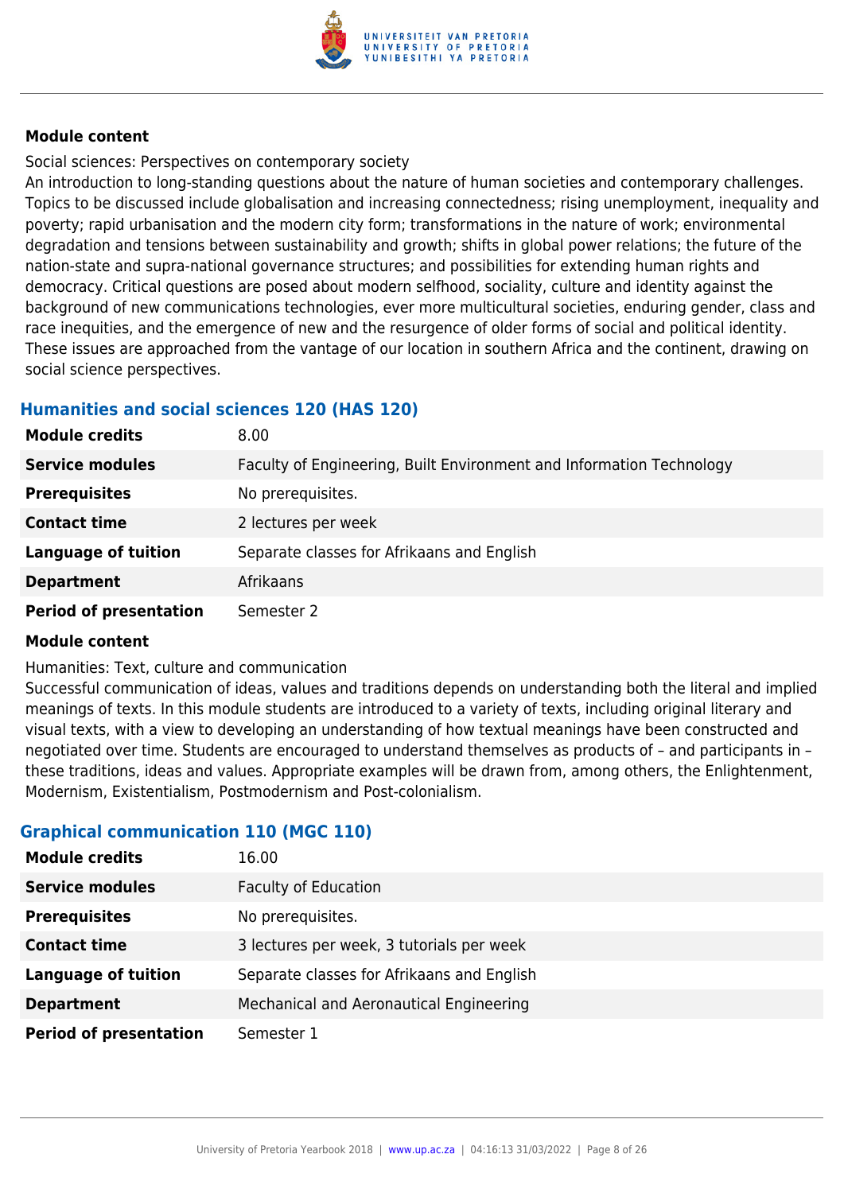**Module content**

Social sciences: Perspectives on contemporary society
An introduction to long-standing questions about the nature of human societies and contemporary challenges. Topics to be discussed include globalisation and increasing connectedness; rising unemployment, inequality and poverty; rapid urbanisation and the modern city form; transformations in the nature of work; environmental degradation and tensions between sustainability and growth; shifts in global power relations; the future of the nation-state and supra-national governance structures; and possibilities for extending human rights and democracy. Critical questions are posed about modern selfhood, sociality, culture and identity against the background of new communications technologies, ever more multicultural societies, enduring gender, class and race inequities, and the emergence of new and the resurgence of older forms of social and political identity. These issues are approached from the vantage of our location in southern Africa and the continent, drawing on social science perspectives.

### Humanities and social sciences 120 (HAS 120)

| **Module credits** | 8.00 |
|---|---|
| **Service modules** | Faculty of Engineering, Built Environment and Information Technology |
| **Prerequisites** | No prerequisites. |
| **Contact time** | 2 lectures per week |
| **Language of tuition** | Separate classes for Afrikaans and English |
| **Department** | Afrikaans |
| **Period of presentation** | Semester 2 |

**Module content**

Humanities: Text, culture and communication
Successful communication of ideas, values and traditions depends on understanding both the literal and implied meanings of texts. In this module students are introduced to a variety of texts, including original literary and visual texts, with a view to developing an understanding of how textual meanings have been constructed and negotiated over time. Students are encouraged to understand themselves as products of – and participants in – these traditions, ideas and values. Appropriate examples will be drawn from, among others, the Enlightenment, Modernism, Existentialism, Postmodernism and Post-colonialism.

### Graphical communication 110 (MGC 110)

| **Module credits** | 16.00 |
|---|---|
| **Service modules** | Faculty of Education |
| **Prerequisites** | No prerequisites. |
| **Contact time** | 3 lectures per week, 3 tutorials per week |
| **Language of tuition** | Separate classes for Afrikaans and English |
| **Department** | Mechanical and Aeronautical Engineering |
| **Period of presentation** | Semester 1 |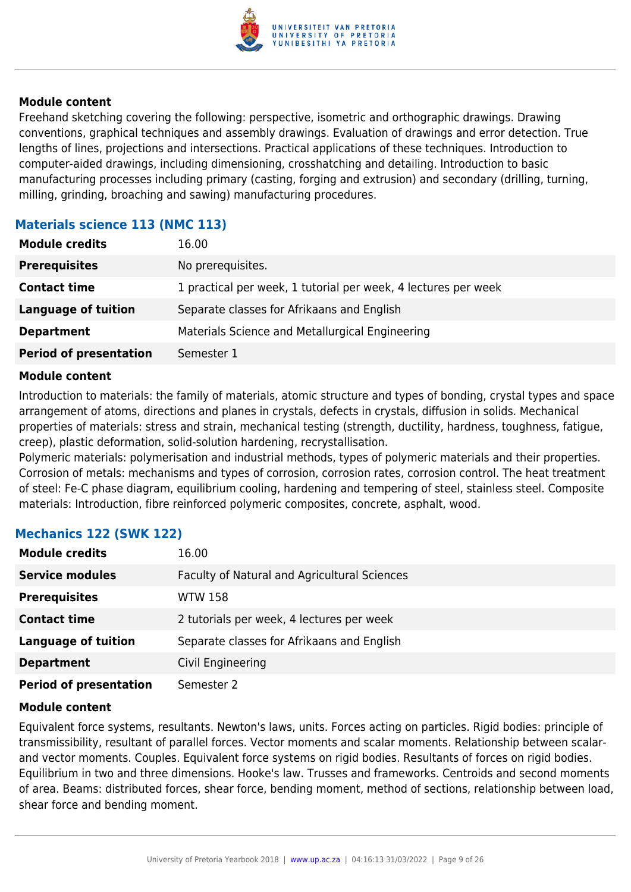#### Module content

Freehand sketching covering the following: perspective, isometric and orthographic drawings. Drawing conventions, graphical techniques and assembly drawings. Evaluation of drawings and error detection. True lengths of lines, projections and intersections. Practical applications of these techniques. Introduction to computer-aided drawings, including dimensioning, crosshatching and detailing. Introduction to basic manufacturing processes including primary (casting, forging and extrusion) and secondary (drilling, turning, milling, grinding, broaching and sawing) manufacturing procedures.

### Materials science 113 (NMC 113)

| | |
|---|---|
| **Module credits** | 16.00 |
| **Prerequisites** | No prerequisites. |
| **Contact time** | 1 practical per week, 1 tutorial per week, 4 lectures per week |
| **Language of tuition** | Separate classes for Afrikaans and English |
| **Department** | Materials Science and Metallurgical Engineering |
| **Period of presentation** | Semester 1 |

#### Module content

Introduction to materials: the family of materials, atomic structure and types of bonding, crystal types and space arrangement of atoms, directions and planes in crystals, defects in crystals, diffusion in solids. Mechanical properties of materials: stress and strain, mechanical testing (strength, ductility, hardness, toughness, fatigue, creep), plastic deformation, solid-solution hardening, recrystallisation.
Polymeric materials: polymerisation and industrial methods, types of polymeric materials and their properties. Corrosion of metals: mechanisms and types of corrosion, corrosion rates, corrosion control. The heat treatment of steel: Fe-C phase diagram, equilibrium cooling, hardening and tempering of steel, stainless steel. Composite materials: Introduction, fibre reinforced polymeric composites, concrete, asphalt, wood.

### Mechanics 122 (SWK 122)

| | |
|---|---|
| **Module credits** | 16.00 |
| **Service modules** | Faculty of Natural and Agricultural Sciences |
| **Prerequisites** | WTW 158 |
| **Contact time** | 2 tutorials per week, 4 lectures per week |
| **Language of tuition** | Separate classes for Afrikaans and English |
| **Department** | Civil Engineering |
| **Period of presentation** | Semester 2 |

#### Module content

Equivalent force systems, resultants. Newton's laws, units. Forces acting on particles. Rigid bodies: principle of transmissibility, resultant of parallel forces. Vector moments and scalar moments. Relationship between scalar- and vector moments. Couples. Equivalent force systems on rigid bodies. Resultants of forces on rigid bodies. Equilibrium in two and three dimensions. Hooke's law. Trusses and frameworks. Centroids and second moments of area. Beams: distributed forces, shear force, bending moment, method of sections, relationship between load, shear force and bending moment.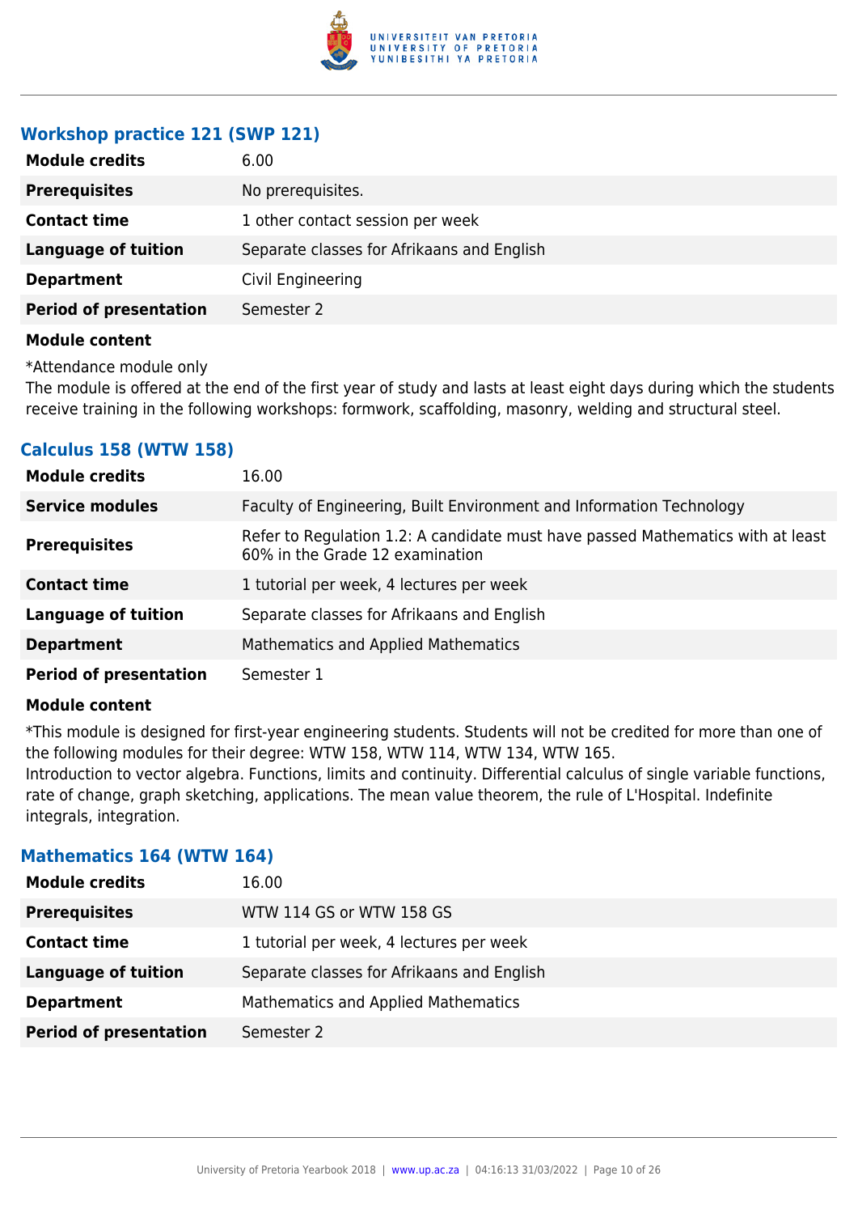### Workshop practice 121 (SWP 121)

| | |
|---|---|
| **Module credits** | 6.00 |
| **Prerequisites** | No prerequisites. |
| **Contact time** | 1 other contact session per week |
| **Language of tuition** | Separate classes for Afrikaans and English |
| **Department** | Civil Engineering |
| **Period of presentation** | Semester 2 |

**Module content**

*Attendance module only
The module is offered at the end of the first year of study and lasts at least eight days during which the students receive training in the following workshops: formwork, scaffolding, masonry, welding and structural steel.

### Calculus 158 (WTW 158)

| | |
|---|---|
| **Module credits** | 16.00 |
| **Service modules** | Faculty of Engineering, Built Environment and Information Technology |
| **Prerequisites** | Refer to Regulation 1.2: A candidate must have passed Mathematics with at least 60% in the Grade 12 examination |
| **Contact time** | 1 tutorial per week, 4 lectures per week |
| **Language of tuition** | Separate classes for Afrikaans and English |
| **Department** | Mathematics and Applied Mathematics |
| **Period of presentation** | Semester 1 |

**Module content**

*This module is designed for first-year engineering students. Students will not be credited for more than one of the following modules for their degree: WTW 158, WTW 114, WTW 134, WTW 165.
Introduction to vector algebra. Functions, limits and continuity. Differential calculus of single variable functions, rate of change, graph sketching, applications. The mean value theorem, the rule of L'Hospital. Indefinite integrals, integration.

### Mathematics 164 (WTW 164)

| | |
|---|---|
| **Module credits** | 16.00 |
| **Prerequisites** | WTW 114 GS or WTW 158 GS |
| **Contact time** | 1 tutorial per week, 4 lectures per week |
| **Language of tuition** | Separate classes for Afrikaans and English |
| **Department** | Mathematics and Applied Mathematics |
| **Period of presentation** | Semester 2 |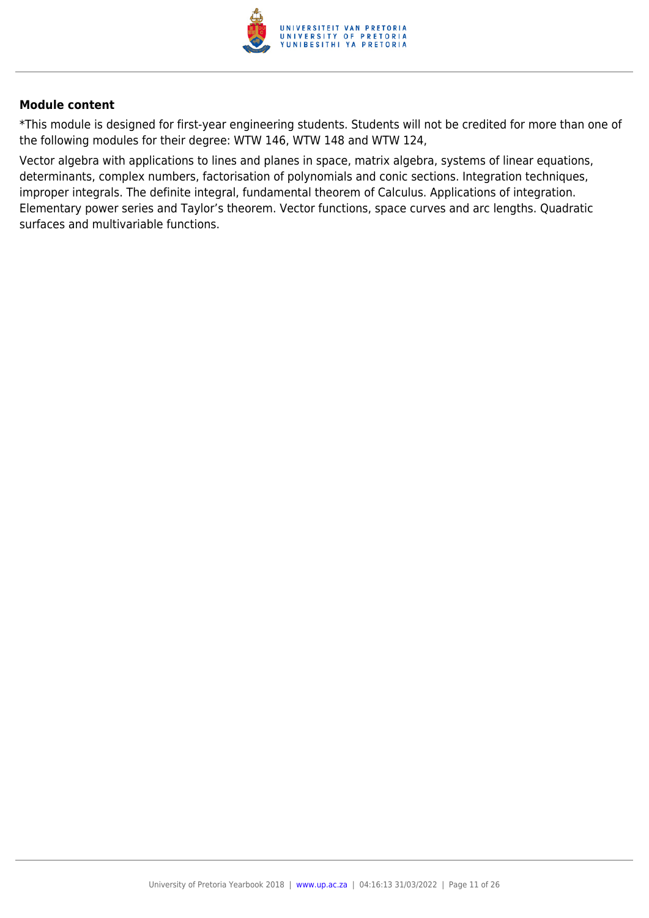### Module content

*This module is designed for first-year engineering students. Students will not be credited for more than one of the following modules for their degree: WTW 146, WTW 148 and WTW 124,

Vector algebra with applications to lines and planes in space, matrix algebra, systems of linear equations, determinants, complex numbers, factorisation of polynomials and conic sections. Integration techniques, improper integrals. The definite integral, fundamental theorem of Calculus. Applications of integration. Elementary power series and Taylor's theorem. Vector functions, space curves and arc lengths. Quadratic surfaces and multivariable functions.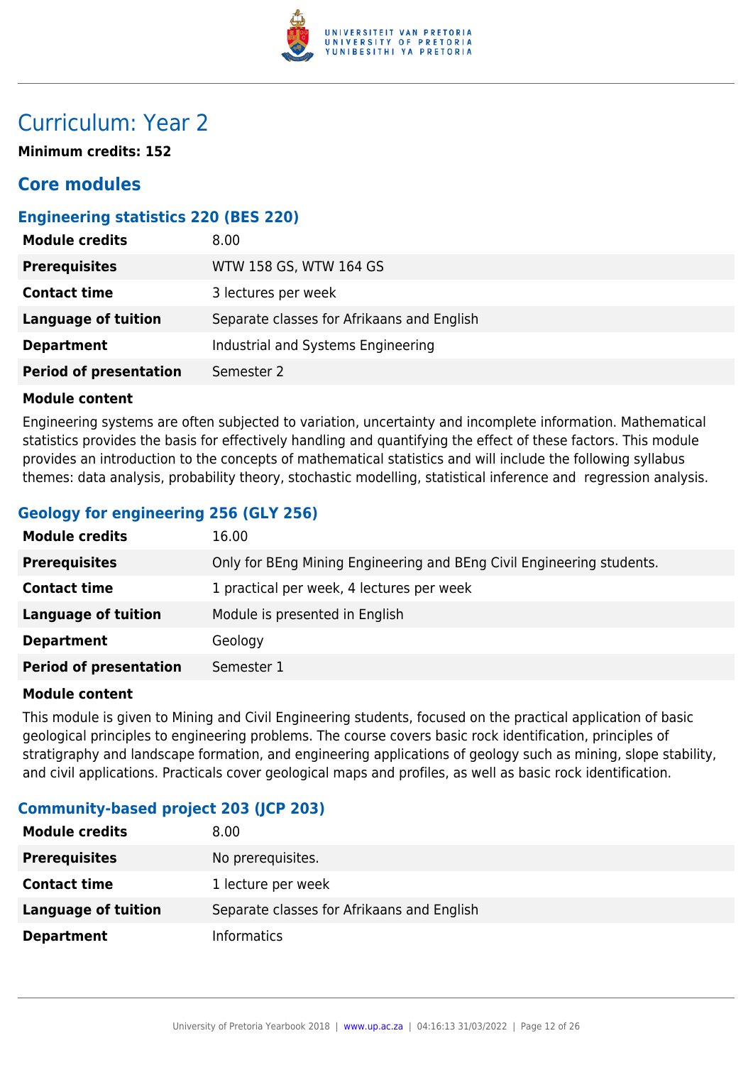# Curriculum: Year 2

**Minimum credits: 152**

## Core modules

### Engineering statistics 220 (BES 220)

| | |
|---|---|
| **Module credits** | 8.00 |
| **Prerequisites** | WTW 158 GS, WTW 164 GS |
| **Contact time** | 3 lectures per week |
| **Language of tuition** | Separate classes for Afrikaans and English |
| **Department** | Industrial and Systems Engineering |
| **Period of presentation** | Semester 2 |

**Module content**

Engineering systems are often subjected to variation, uncertainty and incomplete information. Mathematical statistics provides the basis for effectively handling and quantifying the effect of these factors. This module provides an introduction to the concepts of mathematical statistics and will include the following syllabus themes: data analysis, probability theory, stochastic modelling, statistical inference and regression analysis.

### Geology for engineering 256 (GLY 256)

| | |
|---|---|
| **Module credits** | 16.00 |
| **Prerequisites** | Only for BEng Mining Engineering and BEng Civil Engineering students. |
| **Contact time** | 1 practical per week, 4 lectures per week |
| **Language of tuition** | Module is presented in English |
| **Department** | Geology |
| **Period of presentation** | Semester 1 |

**Module content**

This module is given to Mining and Civil Engineering students, focused on the practical application of basic geological principles to engineering problems. The course covers basic rock identification, principles of stratigraphy and landscape formation, and engineering applications of geology such as mining, slope stability, and civil applications. Practicals cover geological maps and profiles, as well as basic rock identification.

### Community-based project 203 (JCP 203)

| | |
|---|---|
| **Module credits** | 8.00 |
| **Prerequisites** | No prerequisites. |
| **Contact time** | 1 lecture per week |
| **Language of tuition** | Separate classes for Afrikaans and English |
| **Department** | Informatics |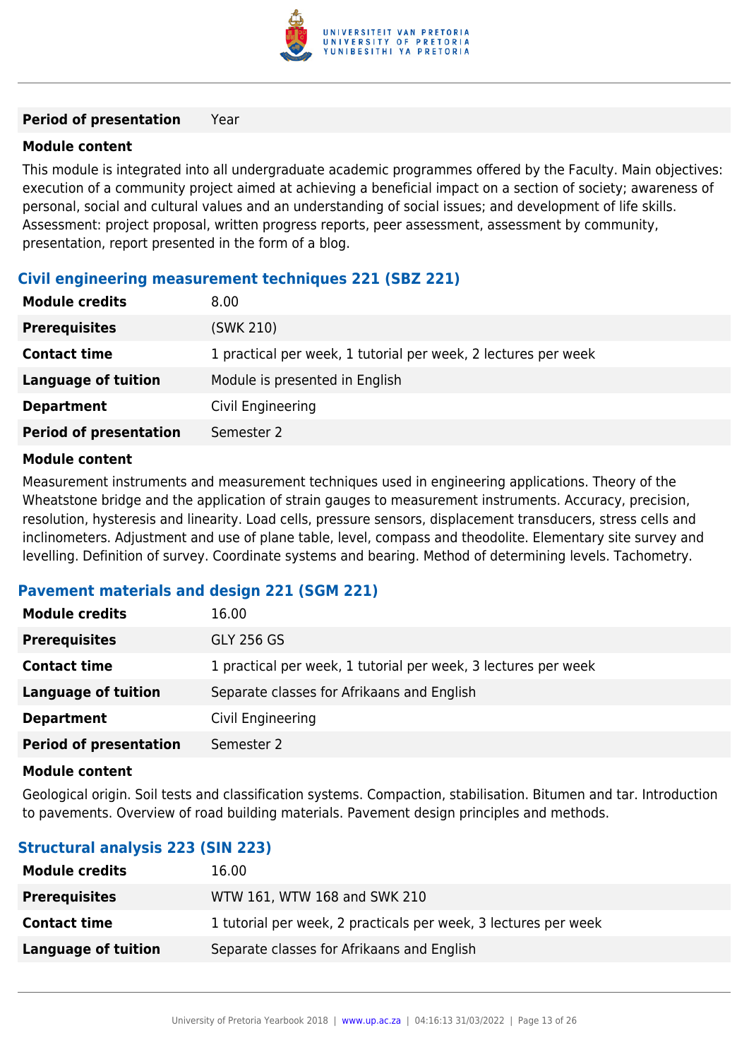| | |
|---|---|
| **Period of presentation** | Year |

**Module content**

This module is integrated into all undergraduate academic programmes offered by the Faculty. Main objectives: execution of a community project aimed at achieving a beneficial impact on a section of society; awareness of personal, social and cultural values and an understanding of social issues; and development of life skills. Assessment: project proposal, written progress reports, peer assessment, assessment by community, presentation, report presented in the form of a blog.

### Civil engineering measurement techniques 221 (SBZ 221)

| | |
|---|---|
| **Module credits** | 8.00 |
| **Prerequisites** | (SWK 210) |
| **Contact time** | 1 practical per week, 1 tutorial per week, 2 lectures per week |
| **Language of tuition** | Module is presented in English |
| **Department** | Civil Engineering |
| **Period of presentation** | Semester 2 |

**Module content**

Measurement instruments and measurement techniques used in engineering applications. Theory of the Wheatstone bridge and the application of strain gauges to measurement instruments. Accuracy, precision, resolution, hysteresis and linearity. Load cells, pressure sensors, displacement transducers, stress cells and inclinometers. Adjustment and use of plane table, level, compass and theodolite. Elementary site survey and levelling. Definition of survey. Coordinate systems and bearing. Method of determining levels. Tachometry.

### Pavement materials and design 221 (SGM 221)

| | |
|---|---|
| **Module credits** | 16.00 |
| **Prerequisites** | GLY 256 GS |
| **Contact time** | 1 practical per week, 1 tutorial per week, 3 lectures per week |
| **Language of tuition** | Separate classes for Afrikaans and English |
| **Department** | Civil Engineering |
| **Period of presentation** | Semester 2 |

**Module content**

Geological origin. Soil tests and classification systems. Compaction, stabilisation. Bitumen and tar. Introduction to pavements. Overview of road building materials. Pavement design principles and methods.

### Structural analysis 223 (SIN 223)

| | |
|---|---|
| **Module credits** | 16.00 |
| **Prerequisites** | WTW 161, WTW 168 and SWK 210 |
| **Contact time** | 1 tutorial per week, 2 practicals per week, 3 lectures per week |
| **Language of tuition** | Separate classes for Afrikaans and English |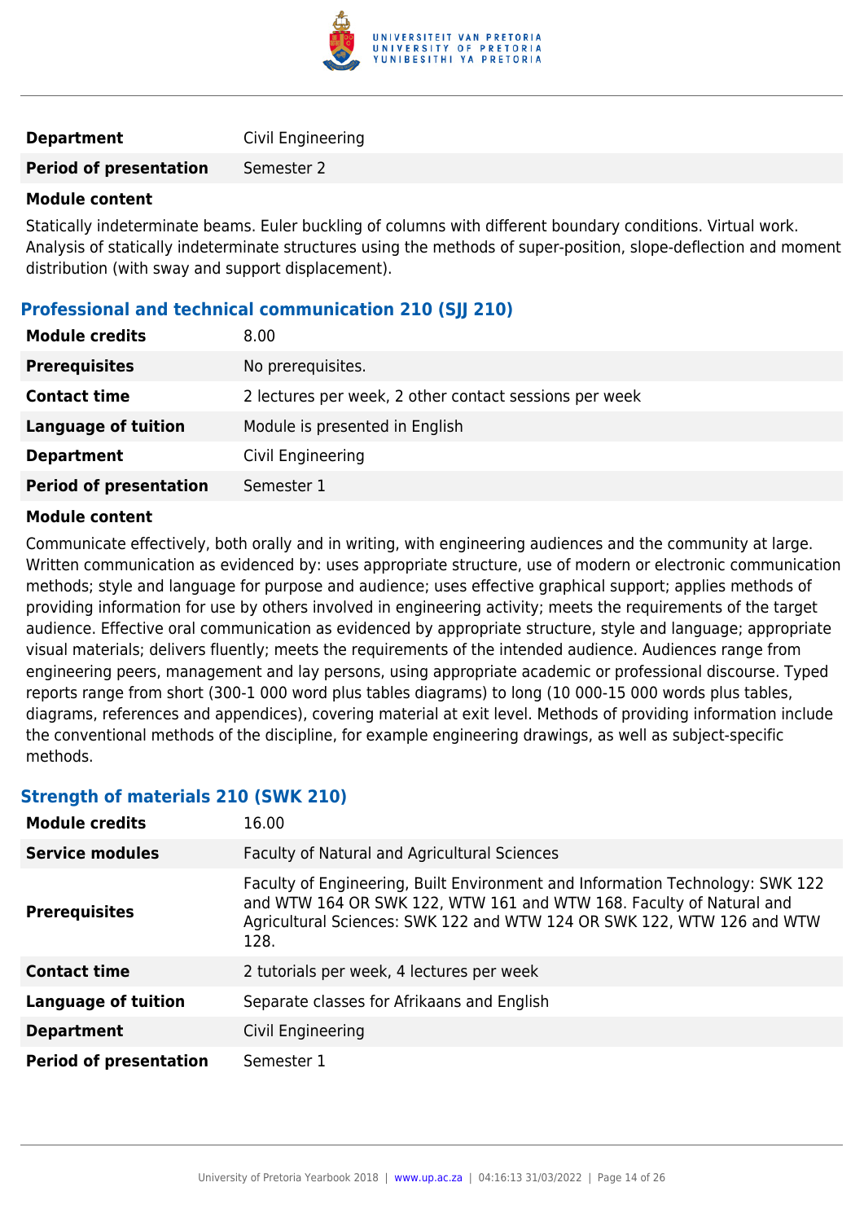| | |
|---|---|
| **Department** | Civil Engineering |
| **Period of presentation** | Semester 2 |

**Module content**

Statically indeterminate beams. Euler buckling of columns with different boundary conditions. Virtual work. Analysis of statically indeterminate structures using the methods of super-position, slope-deflection and moment distribution (with sway and support displacement).

### Professional and technical communication 210 (SJJ 210)

| | |
|---|---|
| **Module credits** | 8.00 |
| **Prerequisites** | No prerequisites. |
| **Contact time** | 2 lectures per week, 2 other contact sessions per week |
| **Language of tuition** | Module is presented in English |
| **Department** | Civil Engineering |
| **Period of presentation** | Semester 1 |

**Module content**

Communicate effectively, both orally and in writing, with engineering audiences and the community at large. Written communication as evidenced by: uses appropriate structure, use of modern or electronic communication methods; style and language for purpose and audience; uses effective graphical support; applies methods of providing information for use by others involved in engineering activity; meets the requirements of the target audience. Effective oral communication as evidenced by appropriate structure, style and language; appropriate visual materials; delivers fluently; meets the requirements of the intended audience. Audiences range from engineering peers, management and lay persons, using appropriate academic or professional discourse. Typed reports range from short (300-1 000 word plus tables diagrams) to long (10 000-15 000 words plus tables, diagrams, references and appendices), covering material at exit level. Methods of providing information include the conventional methods of the discipline, for example engineering drawings, as well as subject-specific methods.

### Strength of materials 210 (SWK 210)

| | |
|---|---|
| **Module credits** | 16.00 |
| **Service modules** | Faculty of Natural and Agricultural Sciences |
| **Prerequisites** | Faculty of Engineering, Built Environment and Information Technology: SWK 122 and WTW 164 OR SWK 122, WTW 161 and WTW 168. Faculty of Natural and Agricultural Sciences: SWK 122 and WTW 124 OR SWK 122, WTW 126 and WTW 128. |
| **Contact time** | 2 tutorials per week, 4 lectures per week |
| **Language of tuition** | Separate classes for Afrikaans and English |
| **Department** | Civil Engineering |
| **Period of presentation** | Semester 1 |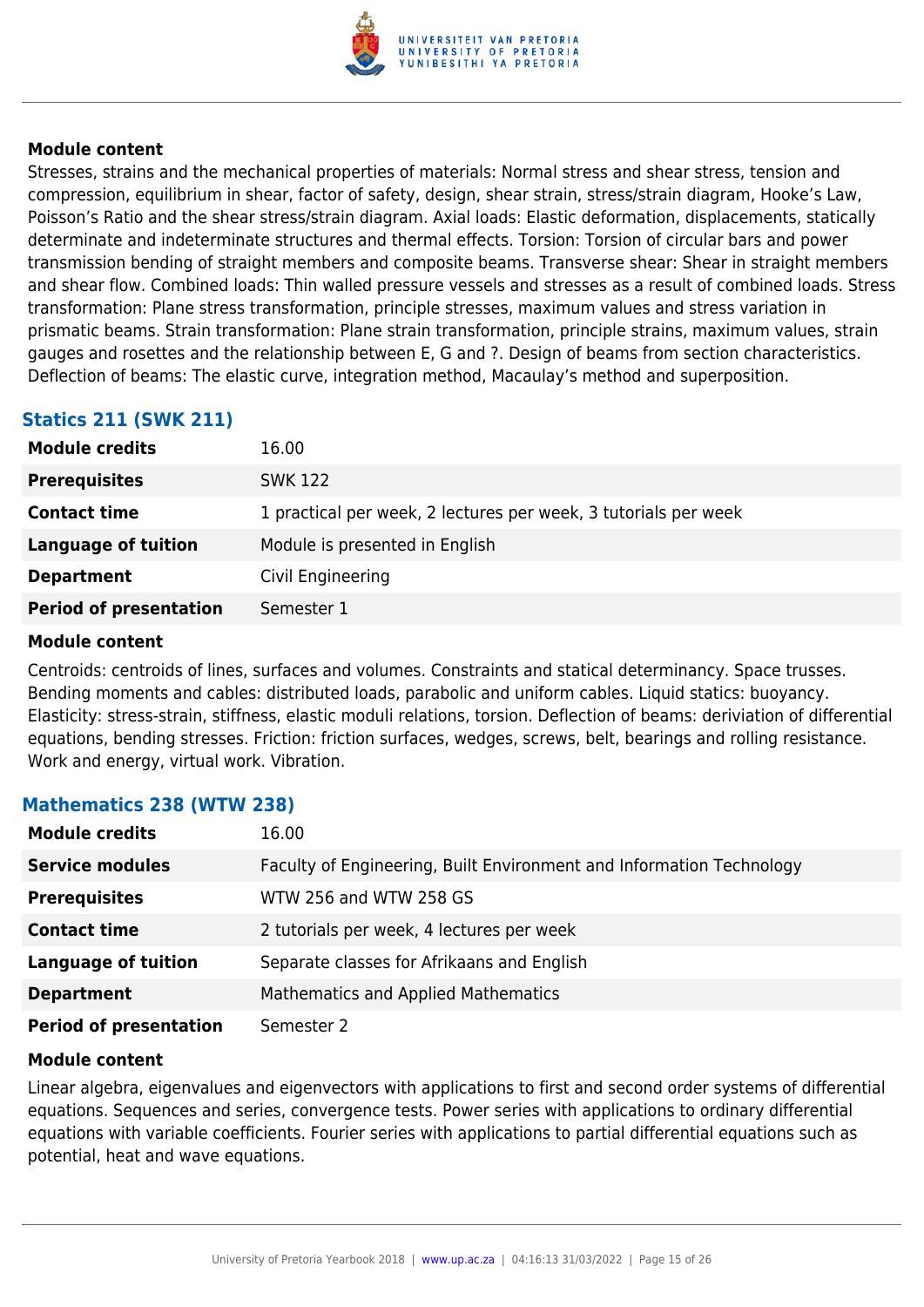#### Module content

Stresses, strains and the mechanical properties of materials: Normal stress and shear stress, tension and compression, equilibrium in shear, factor of safety, design, shear strain, stress/strain diagram, Hooke's Law, Poisson's Ratio and the shear stress/strain diagram. Axial loads: Elastic deformation, displacements, statically determinate and indeterminate structures and thermal effects. Torsion: Torsion of circular bars and power transmission bending of straight members and composite beams. Transverse shear: Shear in straight members and shear flow. Combined loads: Thin walled pressure vessels and stresses as a result of combined loads. Stress transformation: Plane stress transformation, principle stresses, maximum values and stress variation in prismatic beams. Strain transformation: Plane strain transformation, principle strains, maximum values, strain gauges and rosettes and the relationship between E, G and ?. Design of beams from section characteristics. Deflection of beams: The elastic curve, integration method, Macaulay's method and superposition.

### Statics 211 (SWK 211)

| | |
|---|---|
| **Module credits** | 16.00 |
| **Prerequisites** | SWK 122 |
| **Contact time** | 1 practical per week, 2 lectures per week, 3 tutorials per week |
| **Language of tuition** | Module is presented in English |
| **Department** | Civil Engineering |
| **Period of presentation** | Semester 1 |

#### Module content

Centroids: centroids of lines, surfaces and volumes. Constraints and statical determinancy. Space trusses. Bending moments and cables: distributed loads, parabolic and uniform cables. Liquid statics: buoyancy. Elasticity: stress-strain, stiffness, elastic moduli relations, torsion. Deflection of beams: deriviation of differential equations, bending stresses. Friction: friction surfaces, wedges, screws, belt, bearings and rolling resistance. Work and energy, virtual work. Vibration.

### Mathematics 238 (WTW 238)

| | |
|---|---|
| **Module credits** | 16.00 |
| **Service modules** | Faculty of Engineering, Built Environment and Information Technology |
| **Prerequisites** | WTW 256 and WTW 258 GS |
| **Contact time** | 2 tutorials per week, 4 lectures per week |
| **Language of tuition** | Separate classes for Afrikaans and English |
| **Department** | Mathematics and Applied Mathematics |
| **Period of presentation** | Semester 2 |

#### Module content

Linear algebra, eigenvalues and eigenvectors with applications to first and second order systems of differential equations. Sequences and series, convergence tests. Power series with applications to ordinary differential equations with variable coefficients. Fourier series with applications to partial differential equations such as potential, heat and wave equations.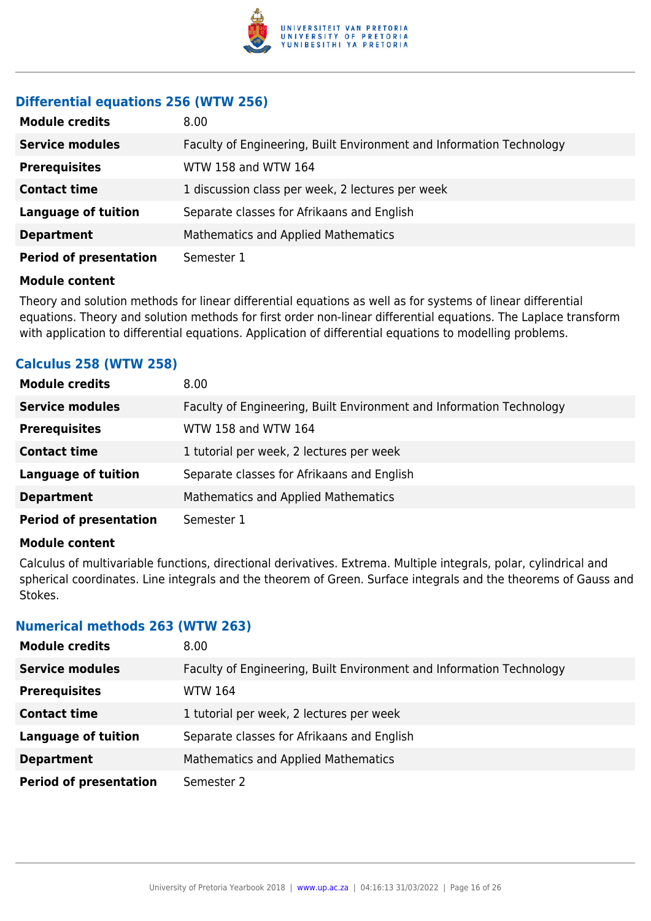### Differential equations 256 (WTW 256)

| | |
|---|---|
| **Module credits** | 8.00 |
| **Service modules** | Faculty of Engineering, Built Environment and Information Technology |
| **Prerequisites** | WTW 158 and WTW 164 |
| **Contact time** | 1 discussion class per week, 2 lectures per week |
| **Language of tuition** | Separate classes for Afrikaans and English |
| **Department** | Mathematics and Applied Mathematics |
| **Period of presentation** | Semester 1 |

**Module content**

Theory and solution methods for linear differential equations as well as for systems of linear differential equations. Theory and solution methods for first order non-linear differential equations. The Laplace transform with application to differential equations. Application of differential equations to modelling problems.

### Calculus 258 (WTW 258)

| | |
|---|---|
| **Module credits** | 8.00 |
| **Service modules** | Faculty of Engineering, Built Environment and Information Technology |
| **Prerequisites** | WTW 158 and WTW 164 |
| **Contact time** | 1 tutorial per week, 2 lectures per week |
| **Language of tuition** | Separate classes for Afrikaans and English |
| **Department** | Mathematics and Applied Mathematics |
| **Period of presentation** | Semester 1 |

**Module content**

Calculus of multivariable functions, directional derivatives. Extrema. Multiple integrals, polar, cylindrical and spherical coordinates. Line integrals and the theorem of Green. Surface integrals and the theorems of Gauss and Stokes.

### Numerical methods 263 (WTW 263)

| | |
|---|---|
| **Module credits** | 8.00 |
| **Service modules** | Faculty of Engineering, Built Environment and Information Technology |
| **Prerequisites** | WTW 164 |
| **Contact time** | 1 tutorial per week, 2 lectures per week |
| **Language of tuition** | Separate classes for Afrikaans and English |
| **Department** | Mathematics and Applied Mathematics |
| **Period of presentation** | Semester 2 |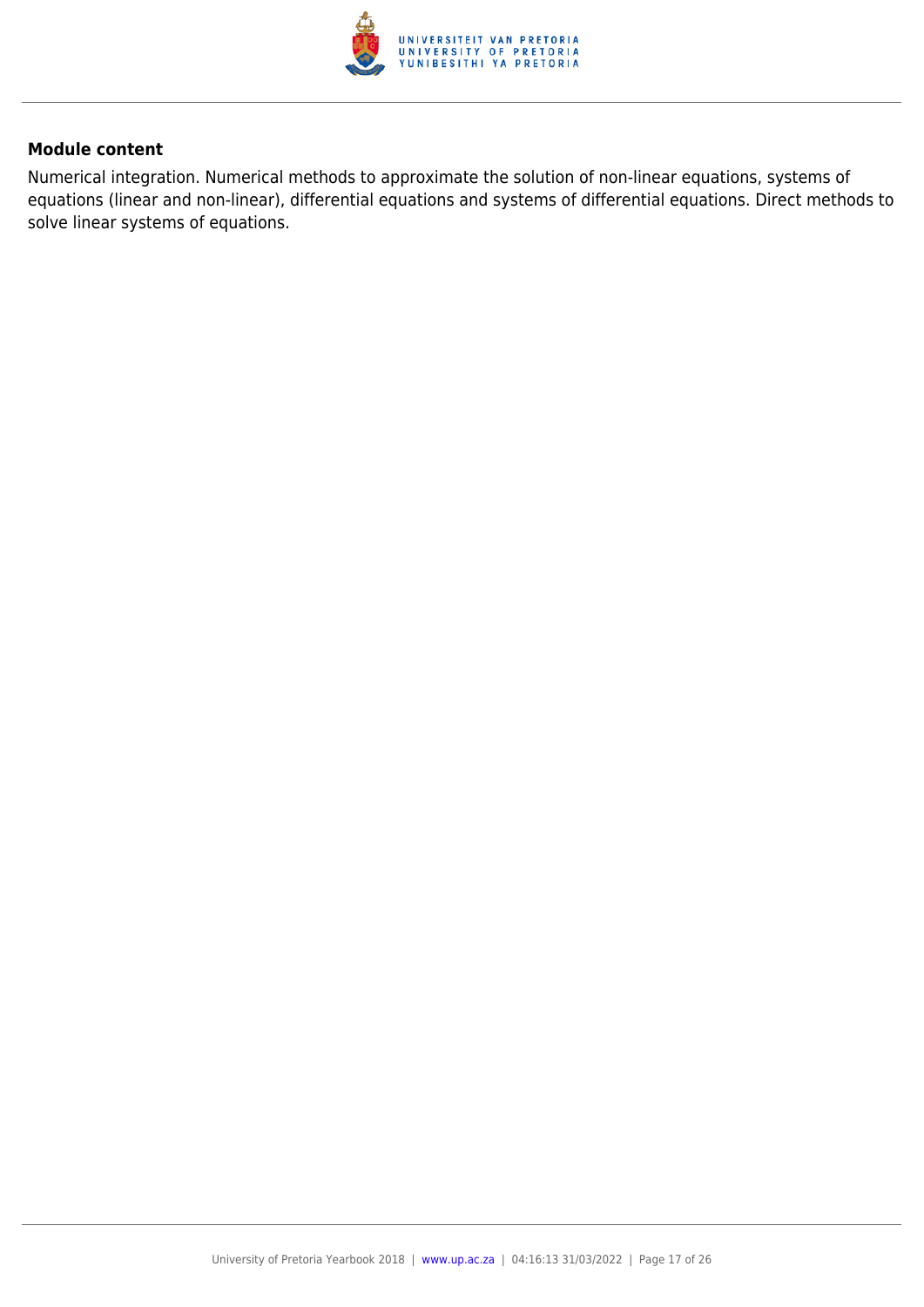**Module content**

Numerical integration. Numerical methods to approximate the solution of non-linear equations, systems of equations (linear and non-linear), differential equations and systems of differential equations. Direct methods to solve linear systems of equations.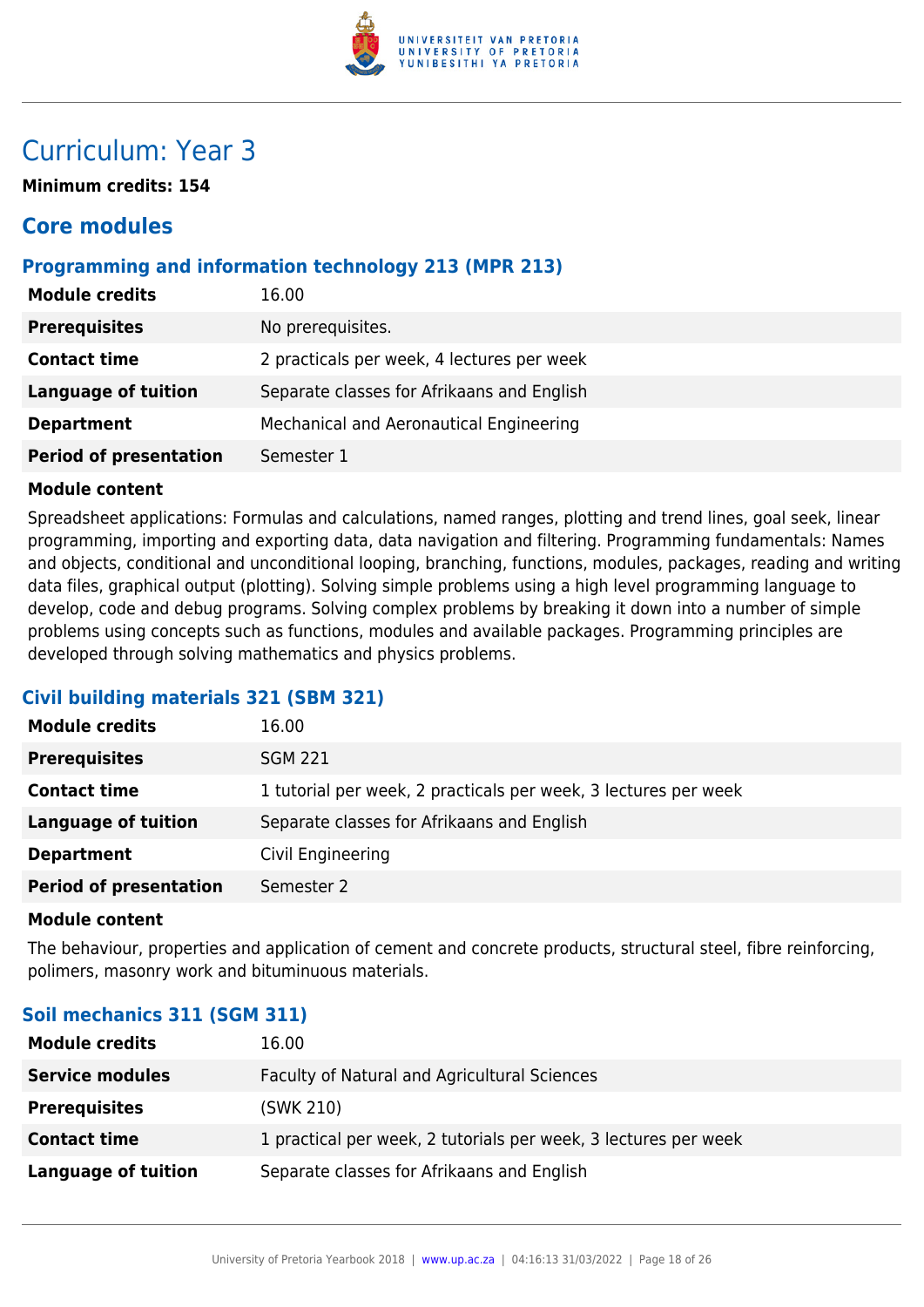# Curriculum: Year 3

**Minimum credits: 154**

## Core modules

### Programming and information technology 213 (MPR 213)

| | |
|---|---|
| **Module credits** | 16.00 |
| **Prerequisites** | No prerequisites. |
| **Contact time** | 2 practicals per week, 4 lectures per week |
| **Language of tuition** | Separate classes for Afrikaans and English |
| **Department** | Mechanical and Aeronautical Engineering |
| **Period of presentation** | Semester 1 |

**Module content**

Spreadsheet applications: Formulas and calculations, named ranges, plotting and trend lines, goal seek, linear programming, importing and exporting data, data navigation and filtering. Programming fundamentals: Names and objects, conditional and unconditional looping, branching, functions, modules, packages, reading and writing data files, graphical output (plotting). Solving simple problems using a high level programming language to develop, code and debug programs. Solving complex problems by breaking it down into a number of simple problems using concepts such as functions, modules and available packages. Programming principles are developed through solving mathematics and physics problems.

### Civil building materials 321 (SBM 321)

| | |
|---|---|
| **Module credits** | 16.00 |
| **Prerequisites** | SGM 221 |
| **Contact time** | 1 tutorial per week, 2 practicals per week, 3 lectures per week |
| **Language of tuition** | Separate classes for Afrikaans and English |
| **Department** | Civil Engineering |
| **Period of presentation** | Semester 2 |

**Module content**

The behaviour, properties and application of cement and concrete products, structural steel, fibre reinforcing, polimers, masonry work and bituminous materials.

### Soil mechanics 311 (SGM 311)

| | |
|---|---|
| **Module credits** | 16.00 |
| **Service modules** | Faculty of Natural and Agricultural Sciences |
| **Prerequisites** | (SWK 210) |
| **Contact time** | 1 practical per week, 2 tutorials per week, 3 lectures per week |
| **Language of tuition** | Separate classes for Afrikaans and English |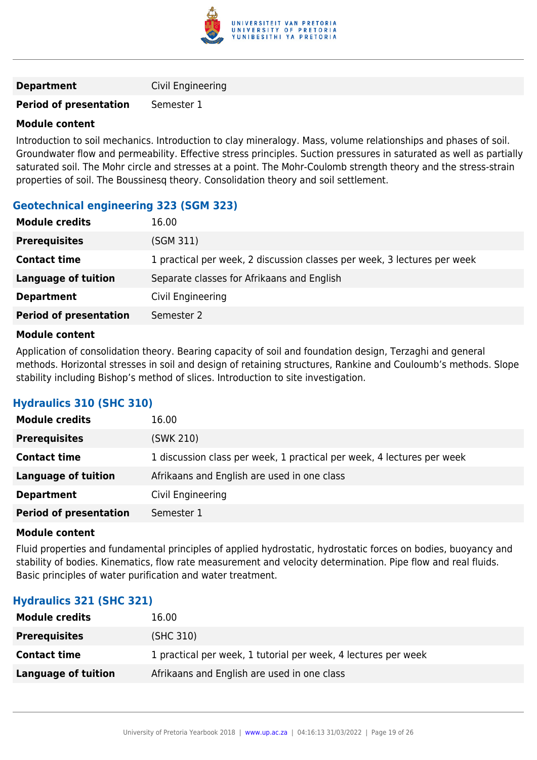| | |
|---|---|
| **Department** | Civil Engineering |
| **Period of presentation** | Semester 1 |

**Module content**

Introduction to soil mechanics. Introduction to clay mineralogy. Mass, volume relationships and phases of soil. Groundwater flow and permeability. Effective stress principles. Suction pressures in saturated as well as partially saturated soil. The Mohr circle and stresses at a point. The Mohr-Coulomb strength theory and the stress-strain properties of soil. The Boussinesq theory. Consolidation theory and soil settlement.

### Geotechnical engineering 323 (SGM 323)

| | |
|---|---|
| **Module credits** | 16.00 |
| **Prerequisites** | (SGM 311) |
| **Contact time** | 1 practical per week, 2 discussion classes per week, 3 lectures per week |
| **Language of tuition** | Separate classes for Afrikaans and English |
| **Department** | Civil Engineering |
| **Period of presentation** | Semester 2 |

**Module content**

Application of consolidation theory. Bearing capacity of soil and foundation design, Terzaghi and general methods. Horizontal stresses in soil and design of retaining structures, Rankine and Couloumb's methods. Slope stability including Bishop's method of slices. Introduction to site investigation.

### Hydraulics 310 (SHC 310)

| | |
|---|---|
| **Module credits** | 16.00 |
| **Prerequisites** | (SWK 210) |
| **Contact time** | 1 discussion class per week, 1 practical per week, 4 lectures per week |
| **Language of tuition** | Afrikaans and English are used in one class |
| **Department** | Civil Engineering |
| **Period of presentation** | Semester 1 |

**Module content**

Fluid properties and fundamental principles of applied hydrostatic, hydrostatic forces on bodies, buoyancy and stability of bodies. Kinematics, flow rate measurement and velocity determination. Pipe flow and real fluids. Basic principles of water purification and water treatment.

### Hydraulics 321 (SHC 321)

| | |
|---|---|
| **Module credits** | 16.00 |
| **Prerequisites** | (SHC 310) |
| **Contact time** | 1 practical per week, 1 tutorial per week, 4 lectures per week |
| **Language of tuition** | Afrikaans and English are used in one class |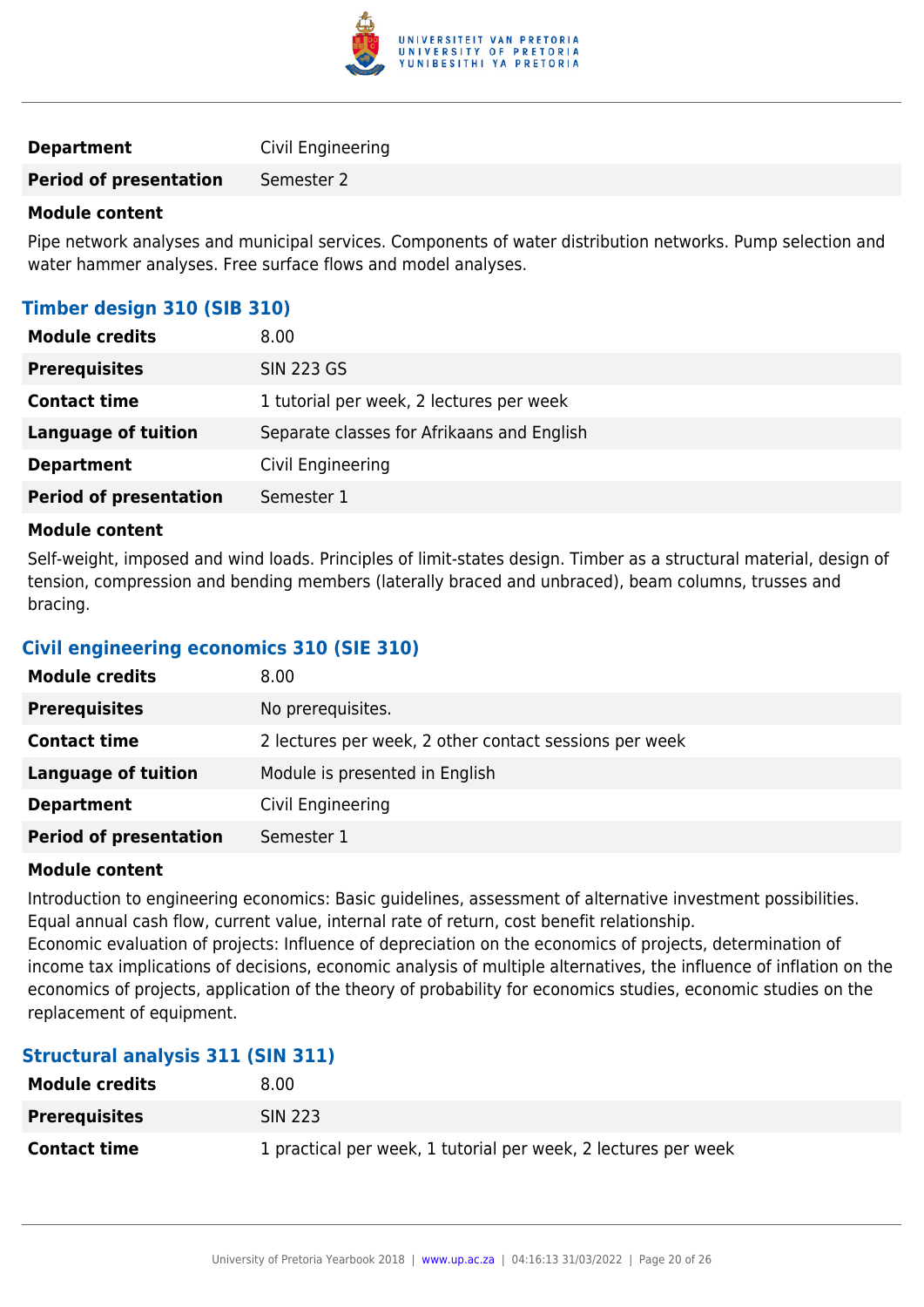| | |
|---|---|
| **Department** | Civil Engineering |
| **Period of presentation** | Semester 2 |

**Module content**

Pipe network analyses and municipal services. Components of water distribution networks. Pump selection and water hammer analyses. Free surface flows and model analyses.

### Timber design 310 (SIB 310)

| | |
|---|---|
| **Module credits** | 8.00 |
| **Prerequisites** | SIN 223 GS |
| **Contact time** | 1 tutorial per week, 2 lectures per week |
| **Language of tuition** | Separate classes for Afrikaans and English |
| **Department** | Civil Engineering |
| **Period of presentation** | Semester 1 |

**Module content**

Self-weight, imposed and wind loads. Principles of limit-states design. Timber as a structural material, design of tension, compression and bending members (laterally braced and unbraced), beam columns, trusses and bracing.

### Civil engineering economics 310 (SIE 310)

| | |
|---|---|
| **Module credits** | 8.00 |
| **Prerequisites** | No prerequisites. |
| **Contact time** | 2 lectures per week, 2 other contact sessions per week |
| **Language of tuition** | Module is presented in English |
| **Department** | Civil Engineering |
| **Period of presentation** | Semester 1 |

**Module content**

Introduction to engineering economics: Basic guidelines, assessment of alternative investment possibilities. Equal annual cash flow, current value, internal rate of return, cost benefit relationship.
Economic evaluation of projects: Influence of depreciation on the economics of projects, determination of income tax implications of decisions, economic analysis of multiple alternatives, the influence of inflation on the economics of projects, application of the theory of probability for economics studies, economic studies on the replacement of equipment.

### Structural analysis 311 (SIN 311)

| | |
|---|---|
| **Module credits** | 8.00 |
| **Prerequisites** | SIN 223 |
| **Contact time** | 1 practical per week, 1 tutorial per week, 2 lectures per week |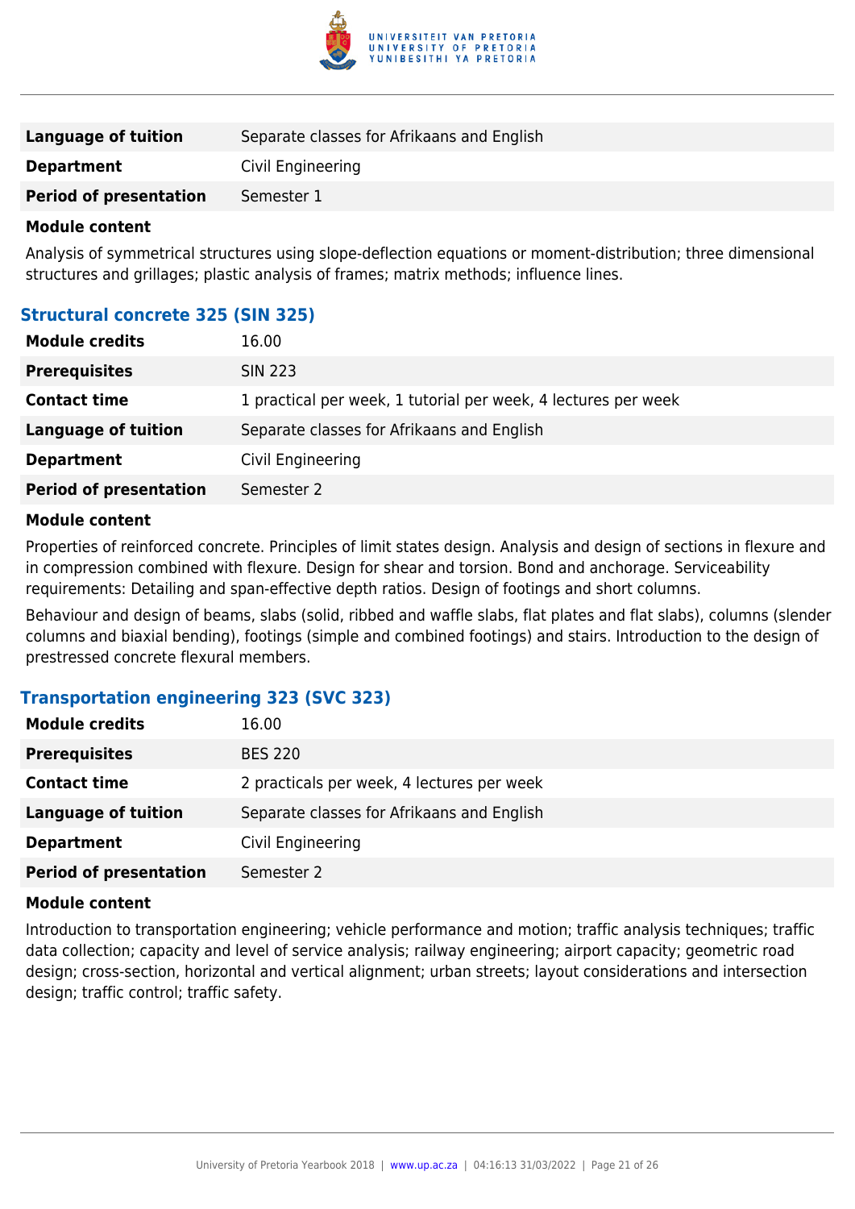| | |
|---|---|
| **Language of tuition** | Separate classes for Afrikaans and English |
| **Department** | Civil Engineering |
| **Period of presentation** | Semester 1 |

**Module content**

Analysis of symmetrical structures using slope-deflection equations or moment-distribution; three dimensional structures and grillages; plastic analysis of frames; matrix methods; influence lines.

### Structural concrete 325 (SIN 325)

| | |
|---|---|
| **Module credits** | 16.00 |
| **Prerequisites** | SIN 223 |
| **Contact time** | 1 practical per week, 1 tutorial per week, 4 lectures per week |
| **Language of tuition** | Separate classes for Afrikaans and English |
| **Department** | Civil Engineering |
| **Period of presentation** | Semester 2 |

**Module content**

Properties of reinforced concrete. Principles of limit states design. Analysis and design of sections in flexure and in compression combined with flexure. Design for shear and torsion. Bond and anchorage. Serviceability requirements: Detailing and span-effective depth ratios. Design of footings and short columns.

Behaviour and design of beams, slabs (solid, ribbed and waffle slabs, flat plates and flat slabs), columns (slender columns and biaxial bending), footings (simple and combined footings) and stairs. Introduction to the design of prestressed concrete flexural members.

### Transportation engineering 323 (SVC 323)

| | |
|---|---|
| **Module credits** | 16.00 |
| **Prerequisites** | BES 220 |
| **Contact time** | 2 practicals per week, 4 lectures per week |
| **Language of tuition** | Separate classes for Afrikaans and English |
| **Department** | Civil Engineering |
| **Period of presentation** | Semester 2 |

**Module content**

Introduction to transportation engineering; vehicle performance and motion; traffic analysis techniques; traffic data collection; capacity and level of service analysis; railway engineering; airport capacity; geometric road design; cross-section, horizontal and vertical alignment; urban streets; layout considerations and intersection design; traffic control; traffic safety.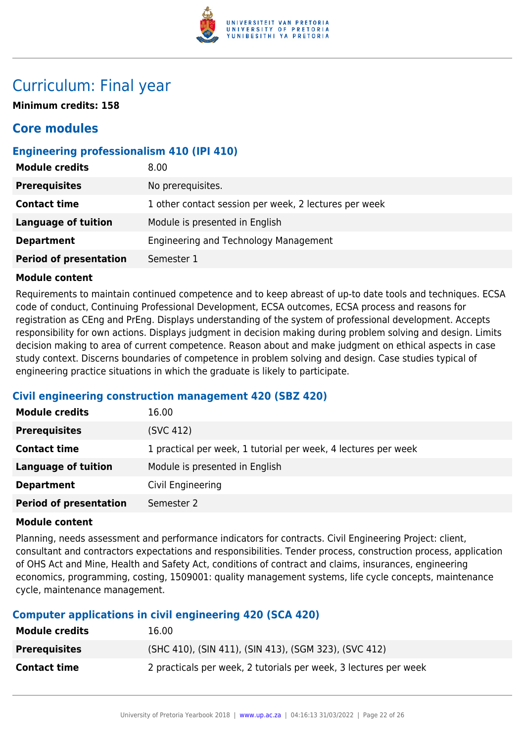# Curriculum: Final year

**Minimum credits: 158**

## Core modules

### Engineering professionalism 410 (IPI 410)

| | |
|---|---|
| **Module credits** | 8.00 |
| **Prerequisites** | No prerequisites. |
| **Contact time** | 1 other contact session per week, 2 lectures per week |
| **Language of tuition** | Module is presented in English |
| **Department** | Engineering and Technology Management |
| **Period of presentation** | Semester 1 |

**Module content**

Requirements to maintain continued competence and to keep abreast of up-to date tools and techniques. ECSA code of conduct, Continuing Professional Development, ECSA outcomes, ECSA process and reasons for registration as CEng and PrEng. Displays understanding of the system of professional development. Accepts responsibility for own actions. Displays judgment in decision making during problem solving and design. Limits decision making to area of current competence. Reason about and make judgment on ethical aspects in case study context. Discerns boundaries of competence in problem solving and design. Case studies typical of engineering practice situations in which the graduate is likely to participate.

### Civil engineering construction management 420 (SBZ 420)

| | |
|---|---|
| **Module credits** | 16.00 |
| **Prerequisites** | (SVC 412) |
| **Contact time** | 1 practical per week, 1 tutorial per week, 4 lectures per week |
| **Language of tuition** | Module is presented in English |
| **Department** | Civil Engineering |
| **Period of presentation** | Semester 2 |

**Module content**

Planning, needs assessment and performance indicators for contracts. Civil Engineering Project: client, consultant and contractors expectations and responsibilities. Tender process, construction process, application of OHS Act and Mine, Health and Safety Act, conditions of contract and claims, insurances, engineering economics, programming, costing, 1509001: quality management systems, life cycle concepts, maintenance cycle, maintenance management.

### Computer applications in civil engineering 420 (SCA 420)

| | |
|---|---|
| **Module credits** | 16.00 |
| **Prerequisites** | (SHC 410), (SIN 411), (SIN 413), (SGM 323), (SVC 412) |
| **Contact time** | 2 practicals per week, 2 tutorials per week, 3 lectures per week |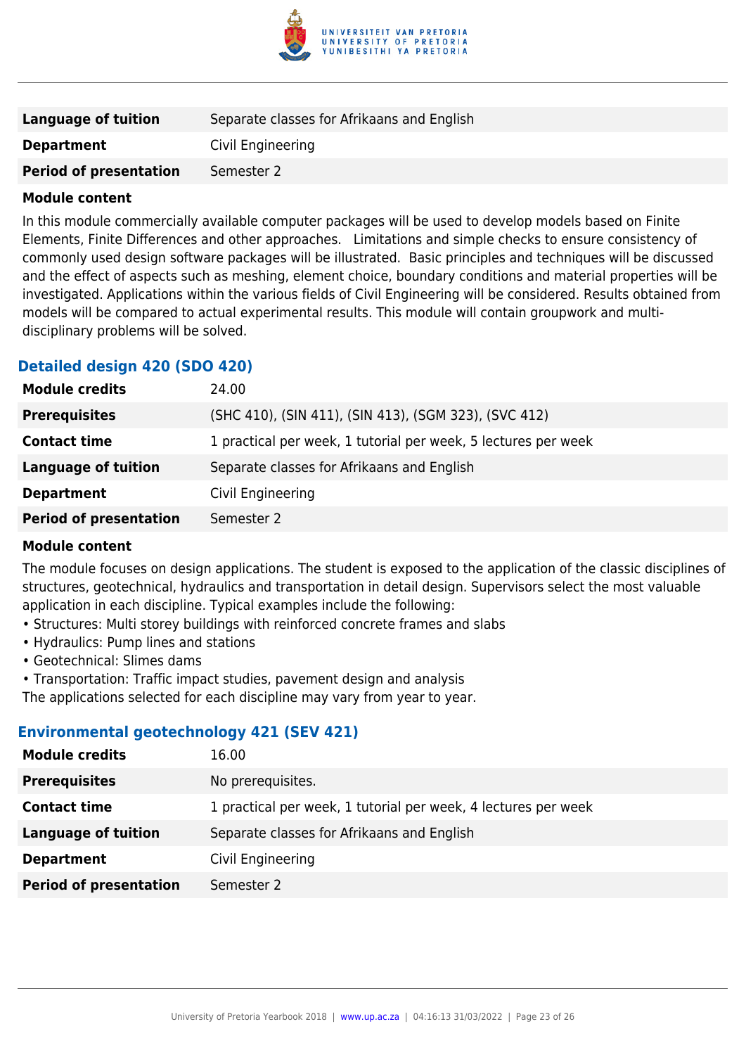| | |
|---|---|
| **Language of tuition** | Separate classes for Afrikaans and English |
| **Department** | Civil Engineering |
| **Period of presentation** | Semester 2 |

**Module content**

In this module commercially available computer packages will be used to develop models based on Finite Elements, Finite Differences and other approaches. Limitations and simple checks to ensure consistency of commonly used design software packages will be illustrated. Basic principles and techniques will be discussed and the effect of aspects such as meshing, element choice, boundary conditions and material properties will be investigated. Applications within the various fields of Civil Engineering will be considered. Results obtained from models will be compared to actual experimental results. This module will contain groupwork and multi-disciplinary problems will be solved.

### Detailed design 420 (SDO 420)

| | |
|---|---|
| **Module credits** | 24.00 |
| **Prerequisites** | (SHC 410), (SIN 411), (SIN 413), (SGM 323), (SVC 412) |
| **Contact time** | 1 practical per week, 1 tutorial per week, 5 lectures per week |
| **Language of tuition** | Separate classes for Afrikaans and English |
| **Department** | Civil Engineering |
| **Period of presentation** | Semester 2 |

**Module content**

The module focuses on design applications. The student is exposed to the application of the classic disciplines of structures, geotechnical, hydraulics and transportation in detail design. Supervisors select the most valuable application in each discipline. Typical examples include the following:

- Structures: Multi storey buildings with reinforced concrete frames and slabs
- Hydraulics: Pump lines and stations
- Geotechnical: Slimes dams
- Transportation: Traffic impact studies, pavement design and analysis

The applications selected for each discipline may vary from year to year.

### Environmental geotechnology 421 (SEV 421)

| | |
|---|---|
| **Module credits** | 16.00 |
| **Prerequisites** | No prerequisites. |
| **Contact time** | 1 practical per week, 1 tutorial per week, 4 lectures per week |
| **Language of tuition** | Separate classes for Afrikaans and English |
| **Department** | Civil Engineering |
| **Period of presentation** | Semester 2 |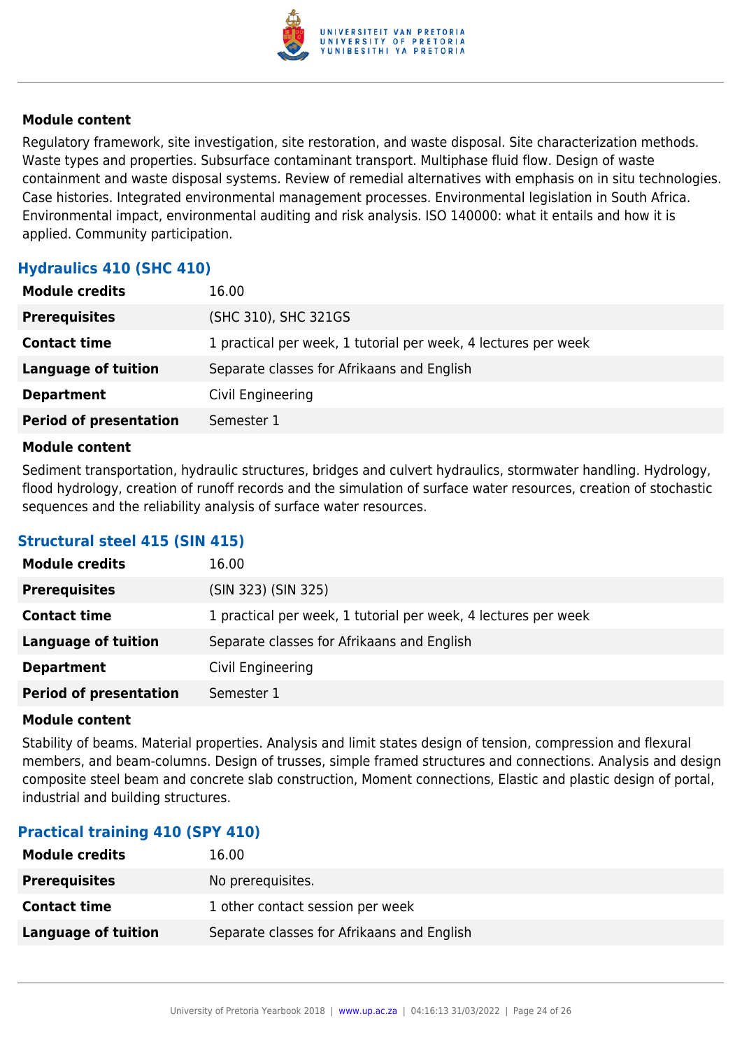**Module content**

Regulatory framework, site investigation, site restoration, and waste disposal. Site characterization methods. Waste types and properties. Subsurface contaminant transport. Multiphase fluid flow. Design of waste containment and waste disposal systems. Review of remedial alternatives with emphasis on in situ technologies. Case histories. Integrated environmental management processes. Environmental legislation in South Africa. Environmental impact, environmental auditing and risk analysis. ISO 140000: what it entails and how it is applied. Community participation.

### Hydraulics 410 (SHC 410)

| | |
|---|---|
| **Module credits** | 16.00 |
| **Prerequisites** | (SHC 310), SHC 321GS |
| **Contact time** | 1 practical per week, 1 tutorial per week, 4 lectures per week |
| **Language of tuition** | Separate classes for Afrikaans and English |
| **Department** | Civil Engineering |
| **Period of presentation** | Semester 1 |

**Module content**

Sediment transportation, hydraulic structures, bridges and culvert hydraulics, stormwater handling. Hydrology, flood hydrology, creation of runoff records and the simulation of surface water resources, creation of stochastic sequences and the reliability analysis of surface water resources.

### Structural steel 415 (SIN 415)

| | |
|---|---|
| **Module credits** | 16.00 |
| **Prerequisites** | (SIN 323) (SIN 325) |
| **Contact time** | 1 practical per week, 1 tutorial per week, 4 lectures per week |
| **Language of tuition** | Separate classes for Afrikaans and English |
| **Department** | Civil Engineering |
| **Period of presentation** | Semester 1 |

**Module content**

Stability of beams. Material properties. Analysis and limit states design of tension, compression and flexural members, and beam-columns. Design of trusses, simple framed structures and connections. Analysis and design composite steel beam and concrete slab construction, Moment connections, Elastic and plastic design of portal, industrial and building structures.

### Practical training 410 (SPY 410)

| | |
|---|---|
| **Module credits** | 16.00 |
| **Prerequisites** | No prerequisites. |
| **Contact time** | 1 other contact session per week |
| **Language of tuition** | Separate classes for Afrikaans and English |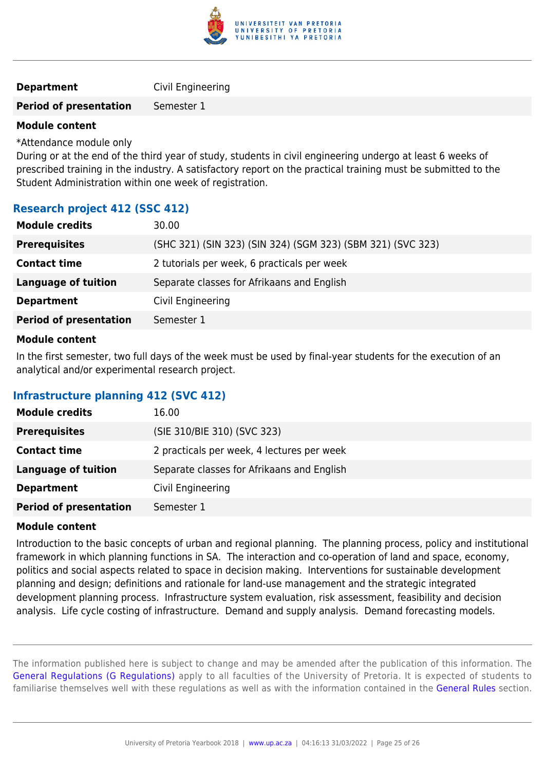| | |
|---|---|
| **Department** | Civil Engineering |
| **Period of presentation** | Semester 1 |

**Module content**

*Attendance module only
During or at the end of the third year of study, students in civil engineering undergo at least 6 weeks of prescribed training in the industry. A satisfactory report on the practical training must be submitted to the Student Administration within one week of registration.

### Research project 412 (SSC 412)

| | |
|---|---|
| **Module credits** | 30.00 |
| **Prerequisites** | (SHC 321) (SIN 323) (SIN 324) (SGM 323) (SBM 321) (SVC 323) |
| **Contact time** | 2 tutorials per week, 6 practicals per week |
| **Language of tuition** | Separate classes for Afrikaans and English |
| **Department** | Civil Engineering |
| **Period of presentation** | Semester 1 |

**Module content**

In the first semester, two full days of the week must be used by final-year students for the execution of an analytical and/or experimental research project.

### Infrastructure planning 412 (SVC 412)

| | |
|---|---|
| **Module credits** | 16.00 |
| **Prerequisites** | (SIE 310/BIE 310) (SVC 323) |
| **Contact time** | 2 practicals per week, 4 lectures per week |
| **Language of tuition** | Separate classes for Afrikaans and English |
| **Department** | Civil Engineering |
| **Period of presentation** | Semester 1 |

**Module content**

Introduction to the basic concepts of urban and regional planning. The planning process, policy and institutional framework in which planning functions in SA. The interaction and co-operation of land and space, economy, politics and social aspects related to space in decision making. Interventions for sustainable development planning and design; definitions and rationale for land-use management and the strategic integrated development planning process. Infrastructure system evaluation, risk assessment, feasibility and decision analysis. Life cycle costing of infrastructure. Demand and supply analysis. Demand forecasting models.

The information published here is subject to change and may be amended after the publication of this information. The General Regulations (G Regulations) apply to all faculties of the University of Pretoria. It is expected of students to familiarise themselves well with these regulations as well as with the information contained in the General Rules section.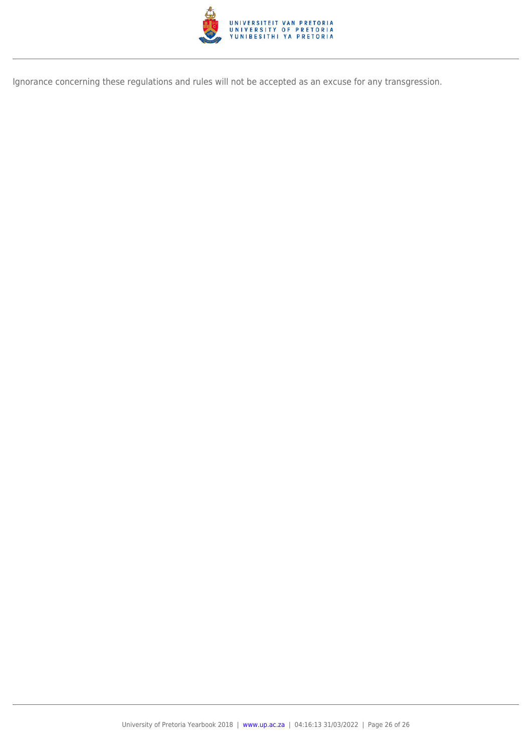Ignorance concerning these regulations and rules will not be accepted as an excuse for any transgression.